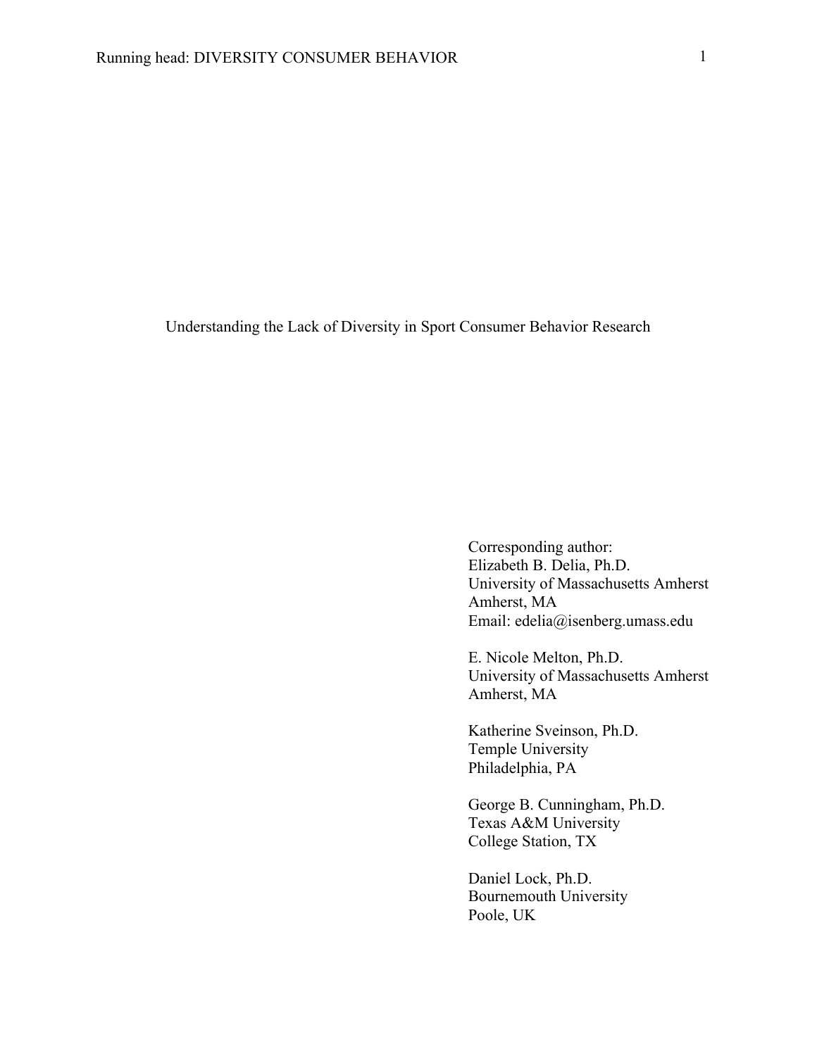# Understanding the Lack of Diversity in Sport Consumer Behavior Research

Corresponding author:
Elizabeth B. Delia, Ph.D.
University of Massachusetts Amherst
Amherst, MA
Email: edelia@isenberg.umass.edu

E. Nicole Melton, Ph.D.
University of Massachusetts Amherst
Amherst, MA

Katherine Sveinson, Ph.D.
Temple University
Philadelphia, PA

George B. Cunningham, Ph.D.
Texas A&M University
College Station, TX

Daniel Lock, Ph.D.
Bournemouth University
Poole, UK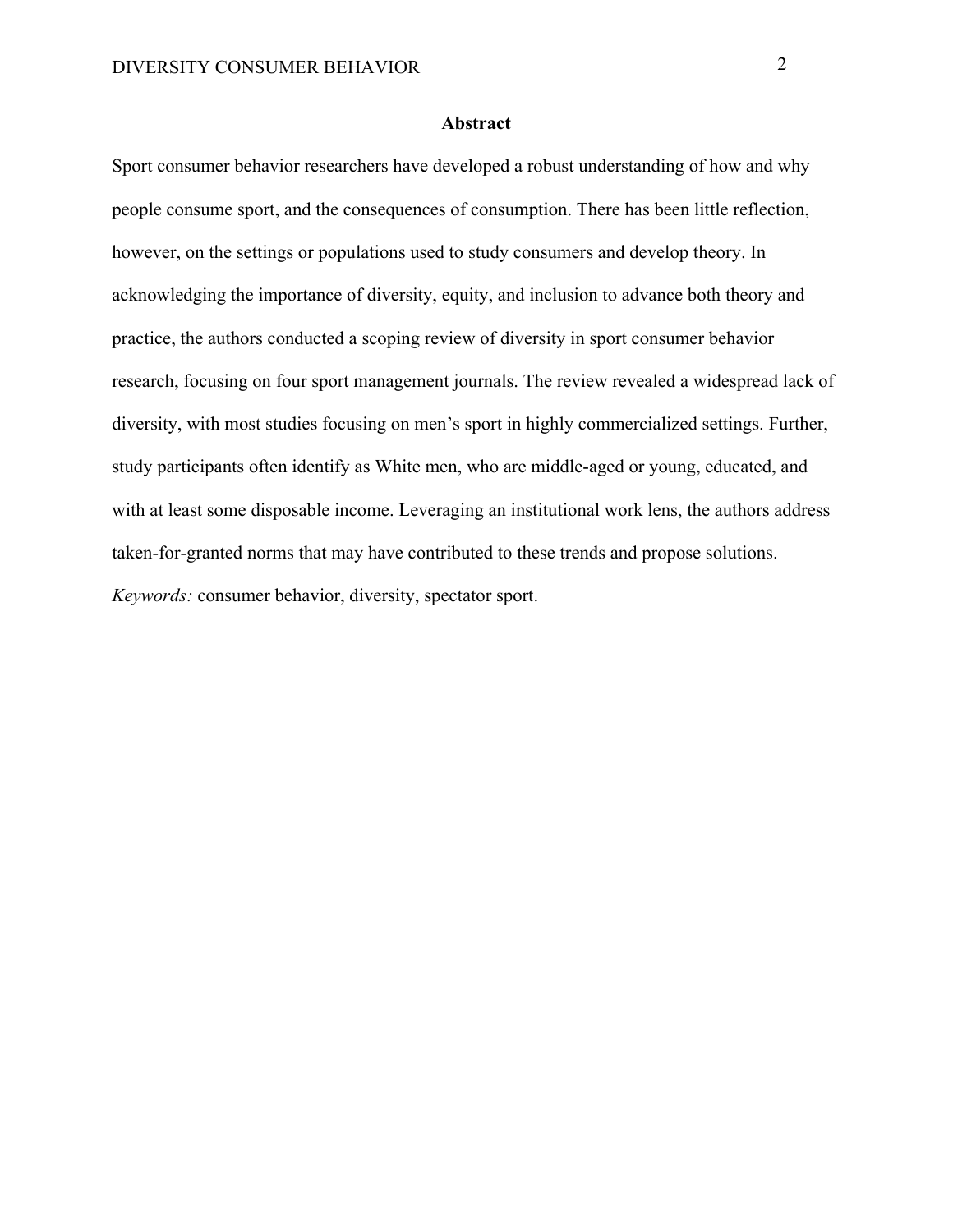## Abstract

Sport consumer behavior researchers have developed a robust understanding of how and why people consume sport, and the consequences of consumption. There has been little reflection, however, on the settings or populations used to study consumers and develop theory. In acknowledging the importance of diversity, equity, and inclusion to advance both theory and practice, the authors conducted a scoping review of diversity in sport consumer behavior research, focusing on four sport management journals. The review revealed a widespread lack of diversity, with most studies focusing on men's sport in highly commercialized settings. Further, study participants often identify as White men, who are middle-aged or young, educated, and with at least some disposable income. Leveraging an institutional work lens, the authors address taken-for-granted norms that may have contributed to these trends and propose solutions.

*Keywords:* consumer behavior, diversity, spectator sport.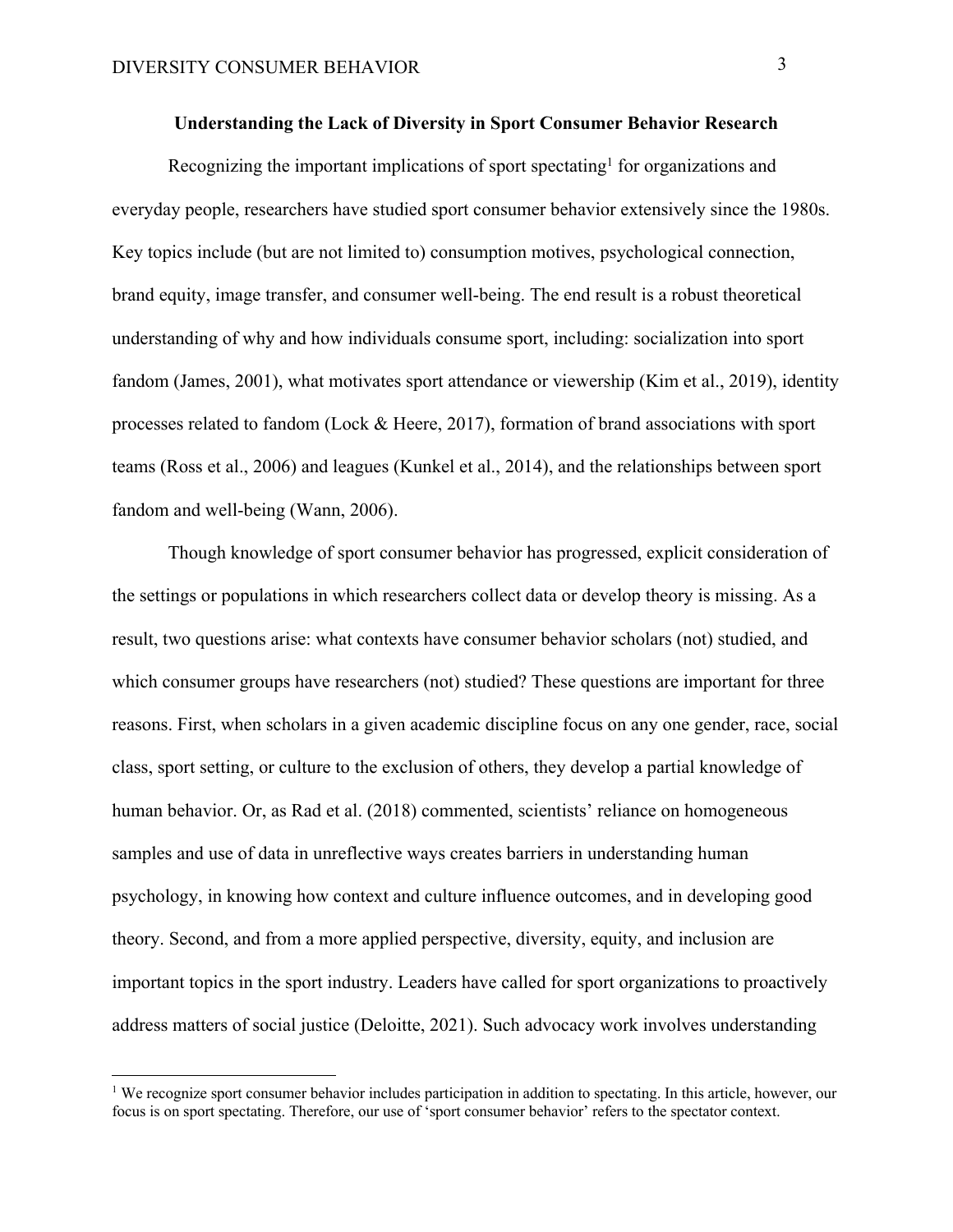**Understanding the Lack of Diversity in Sport Consumer Behavior Research**

Recognizing the important implications of sport spectating[1] for organizations and everyday people, researchers have studied sport consumer behavior extensively since the 1980s. Key topics include (but are not limited to) consumption motives, psychological connection, brand equity, image transfer, and consumer well-being. The end result is a robust theoretical understanding of why and how individuals consume sport, including: socialization into sport fandom (James, 2001), what motivates sport attendance or viewership (Kim et al., 2019), identity processes related to fandom (Lock & Heere, 2017), formation of brand associations with sport teams (Ross et al., 2006) and leagues (Kunkel et al., 2014), and the relationships between sport fandom and well-being (Wann, 2006).

Though knowledge of sport consumer behavior has progressed, explicit consideration of the settings or populations in which researchers collect data or develop theory is missing. As a result, two questions arise: what contexts have consumer behavior scholars (not) studied, and which consumer groups have researchers (not) studied? These questions are important for three reasons. First, when scholars in a given academic discipline focus on any one gender, race, social class, sport setting, or culture to the exclusion of others, they develop a partial knowledge of human behavior. Or, as Rad et al. (2018) commented, scientists' reliance on homogeneous samples and use of data in unreflective ways creates barriers in understanding human psychology, in knowing how context and culture influence outcomes, and in developing good theory. Second, and from a more applied perspective, diversity, equity, and inclusion are important topics in the sport industry. Leaders have called for sport organizations to proactively address matters of social justice (Deloitte, 2021). Such advocacy work involves understanding

[1] We recognize sport consumer behavior includes participation in addition to spectating. In this article, however, our focus is on sport spectating. Therefore, our use of 'sport consumer behavior' refers to the spectator context.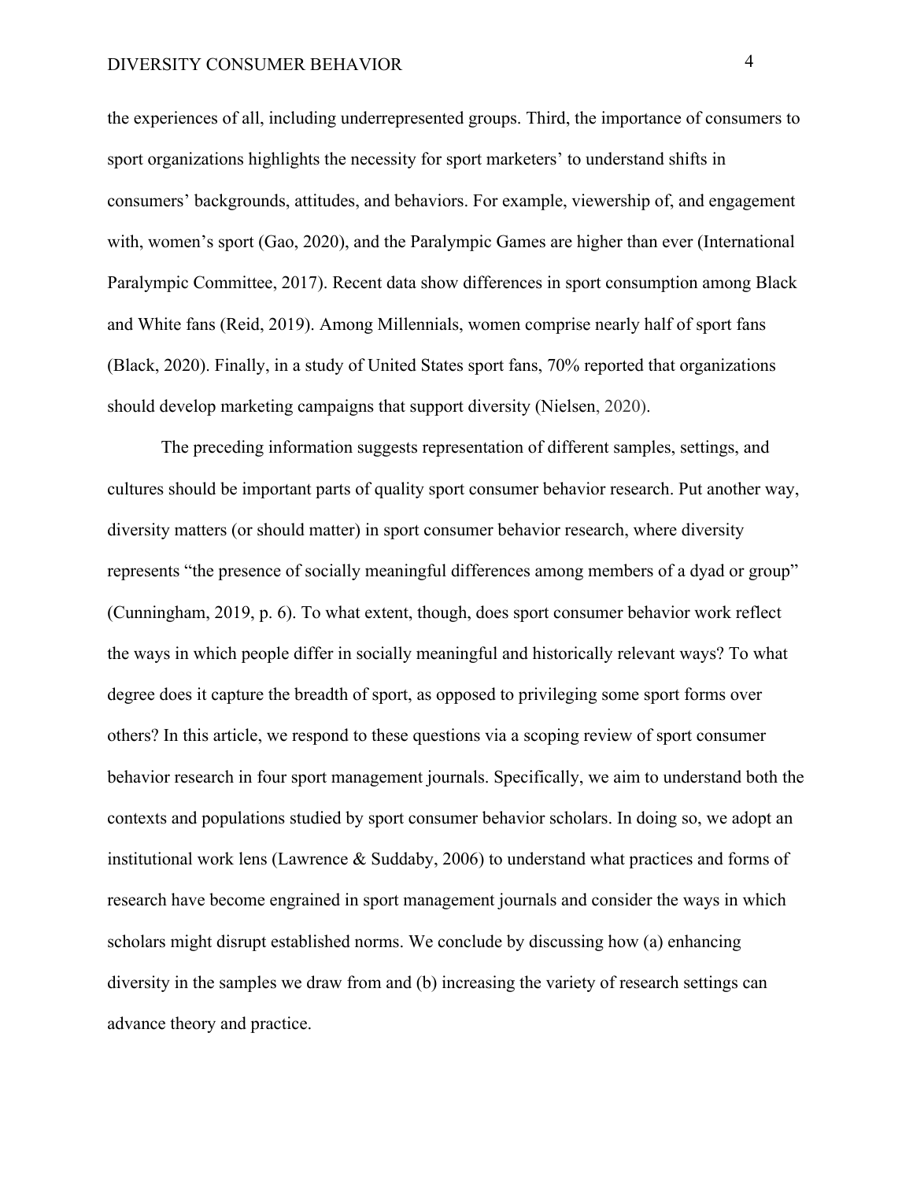the experiences of all, including underrepresented groups. Third, the importance of consumers to sport organizations highlights the necessity for sport marketers' to understand shifts in consumers' backgrounds, attitudes, and behaviors. For example, viewership of, and engagement with, women's sport (Gao, 2020), and the Paralympic Games are higher than ever (International Paralympic Committee, 2017). Recent data show differences in sport consumption among Black and White fans (Reid, 2019). Among Millennials, women comprise nearly half of sport fans (Black, 2020). Finally, in a study of United States sport fans, 70% reported that organizations should develop marketing campaigns that support diversity (Nielsen, 2020).

The preceding information suggests representation of different samples, settings, and cultures should be important parts of quality sport consumer behavior research. Put another way, diversity matters (or should matter) in sport consumer behavior research, where diversity represents "the presence of socially meaningful differences among members of a dyad or group" (Cunningham, 2019, p. 6). To what extent, though, does sport consumer behavior work reflect the ways in which people differ in socially meaningful and historically relevant ways? To what degree does it capture the breadth of sport, as opposed to privileging some sport forms over others? In this article, we respond to these questions via a scoping review of sport consumer behavior research in four sport management journals. Specifically, we aim to understand both the contexts and populations studied by sport consumer behavior scholars. In doing so, we adopt an institutional work lens (Lawrence & Suddaby, 2006) to understand what practices and forms of research have become engrained in sport management journals and consider the ways in which scholars might disrupt established norms. We conclude by discussing how (a) enhancing diversity in the samples we draw from and (b) increasing the variety of research settings can advance theory and practice.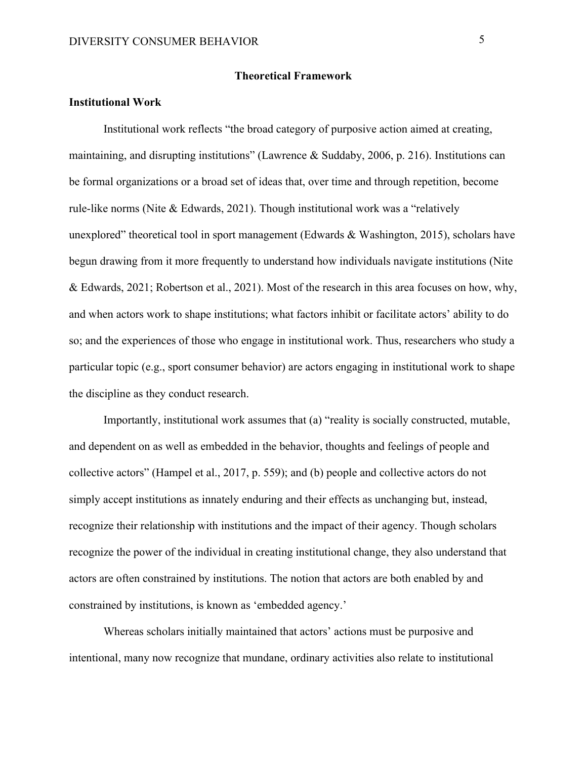## Theoretical Framework

### Institutional Work

Institutional work reflects "the broad category of purposive action aimed at creating, maintaining, and disrupting institutions" (Lawrence & Suddaby, 2006, p. 216). Institutions can be formal organizations or a broad set of ideas that, over time and through repetition, become rule-like norms (Nite & Edwards, 2021). Though institutional work was a "relatively unexplored" theoretical tool in sport management (Edwards & Washington, 2015), scholars have begun drawing from it more frequently to understand how individuals navigate institutions (Nite & Edwards, 2021; Robertson et al., 2021). Most of the research in this area focuses on how, why, and when actors work to shape institutions; what factors inhibit or facilitate actors' ability to do so; and the experiences of those who engage in institutional work. Thus, researchers who study a particular topic (e.g., sport consumer behavior) are actors engaging in institutional work to shape the discipline as they conduct research.

Importantly, institutional work assumes that (a) "reality is socially constructed, mutable, and dependent on as well as embedded in the behavior, thoughts and feelings of people and collective actors" (Hampel et al., 2017, p. 559); and (b) people and collective actors do not simply accept institutions as innately enduring and their effects as unchanging but, instead, recognize their relationship with institutions and the impact of their agency. Though scholars recognize the power of the individual in creating institutional change, they also understand that actors are often constrained by institutions. The notion that actors are both enabled by and constrained by institutions, is known as 'embedded agency.'

Whereas scholars initially maintained that actors' actions must be purposive and intentional, many now recognize that mundane, ordinary activities also relate to institutional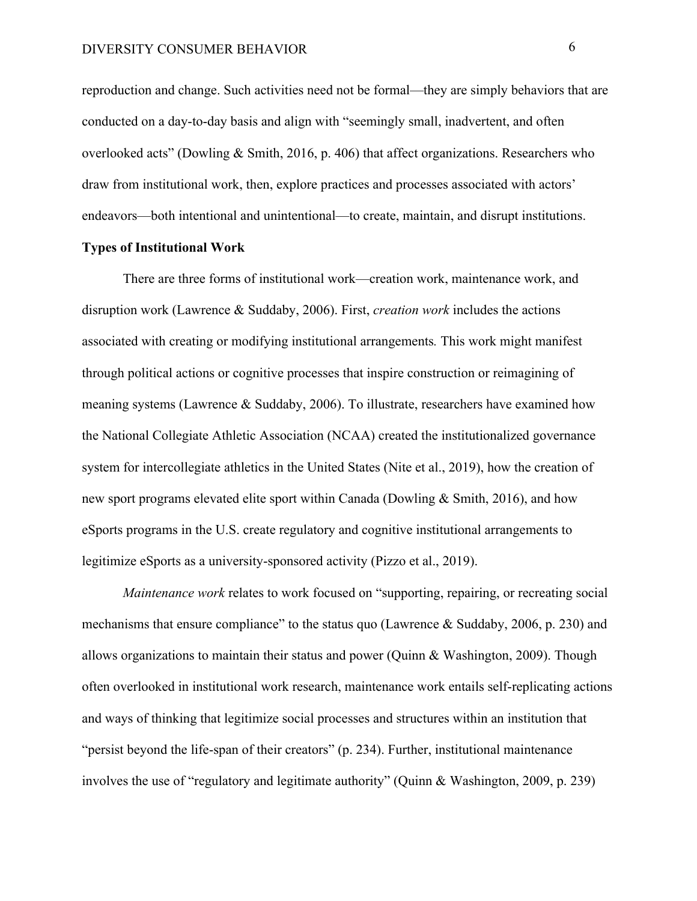reproduction and change. Such activities need not be formal—they are simply behaviors that are conducted on a day-to-day basis and align with "seemingly small, inadvertent, and often overlooked acts" (Dowling & Smith, 2016, p. 406) that affect organizations. Researchers who draw from institutional work, then, explore practices and processes associated with actors' endeavors—both intentional and unintentional—to create, maintain, and disrupt institutions.

**Types of Institutional Work**

There are three forms of institutional work—creation work, maintenance work, and disruption work (Lawrence & Suddaby, 2006). First, *creation work* includes the actions associated with creating or modifying institutional arrangements. This work might manifest through political actions or cognitive processes that inspire construction or reimagining of meaning systems (Lawrence & Suddaby, 2006). To illustrate, researchers have examined how the National Collegiate Athletic Association (NCAA) created the institutionalized governance system for intercollegiate athletics in the United States (Nite et al., 2019), how the creation of new sport programs elevated elite sport within Canada (Dowling & Smith, 2016), and how eSports programs in the U.S. create regulatory and cognitive institutional arrangements to legitimize eSports as a university-sponsored activity (Pizzo et al., 2019).

*Maintenance work* relates to work focused on "supporting, repairing, or recreating social mechanisms that ensure compliance" to the status quo (Lawrence & Suddaby, 2006, p. 230) and allows organizations to maintain their status and power (Quinn & Washington, 2009). Though often overlooked in institutional work research, maintenance work entails self-replicating actions and ways of thinking that legitimize social processes and structures within an institution that "persist beyond the life-span of their creators" (p. 234). Further, institutional maintenance involves the use of "regulatory and legitimate authority" (Quinn & Washington, 2009, p. 239)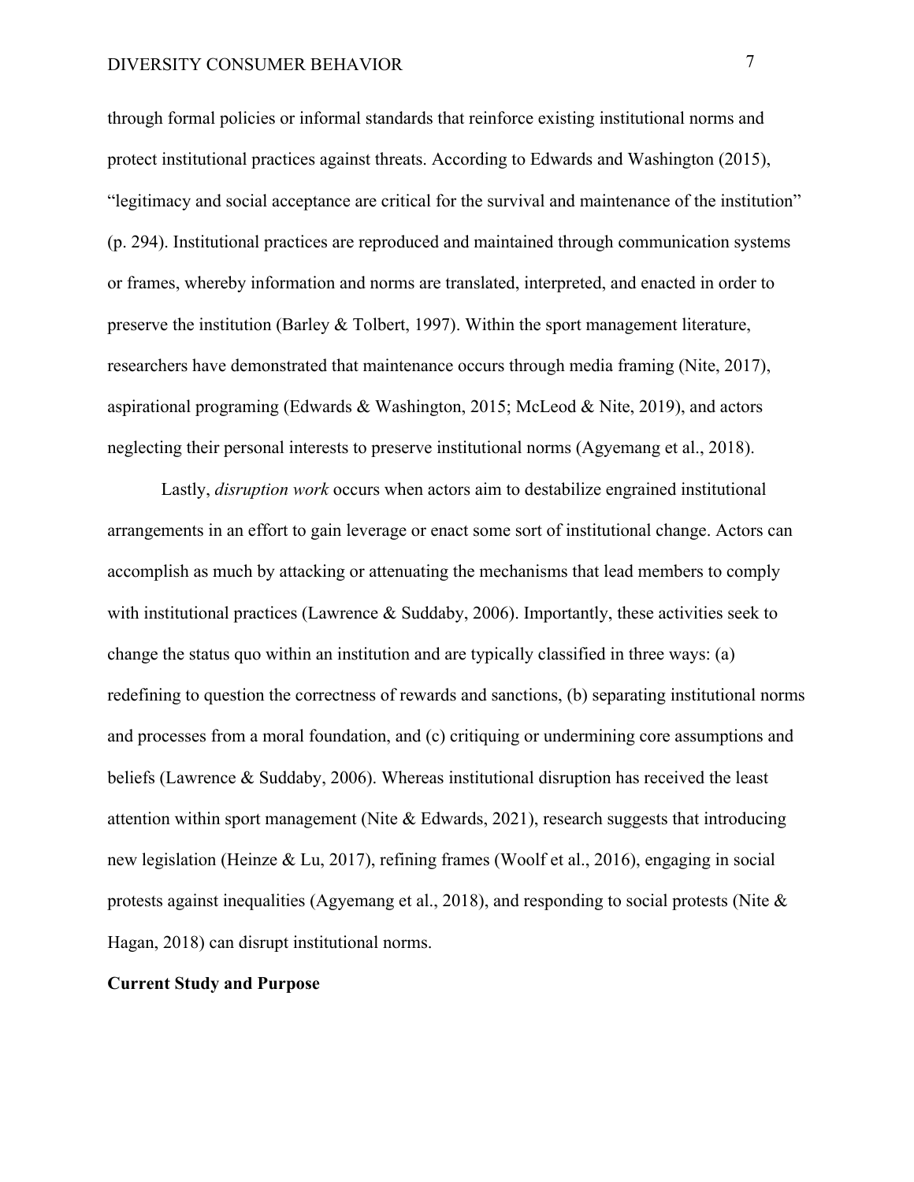through formal policies or informal standards that reinforce existing institutional norms and protect institutional practices against threats. According to Edwards and Washington (2015), "legitimacy and social acceptance are critical for the survival and maintenance of the institution" (p. 294). Institutional practices are reproduced and maintained through communication systems or frames, whereby information and norms are translated, interpreted, and enacted in order to preserve the institution (Barley & Tolbert, 1997). Within the sport management literature, researchers have demonstrated that maintenance occurs through media framing (Nite, 2017), aspirational programing (Edwards & Washington, 2015; McLeod & Nite, 2019), and actors neglecting their personal interests to preserve institutional norms (Agyemang et al., 2018).

Lastly, *disruption work* occurs when actors aim to destabilize engrained institutional arrangements in an effort to gain leverage or enact some sort of institutional change. Actors can accomplish as much by attacking or attenuating the mechanisms that lead members to comply with institutional practices (Lawrence & Suddaby, 2006). Importantly, these activities seek to change the status quo within an institution and are typically classified in three ways: (a) redefining to question the correctness of rewards and sanctions, (b) separating institutional norms and processes from a moral foundation, and (c) critiquing or undermining core assumptions and beliefs (Lawrence & Suddaby, 2006). Whereas institutional disruption has received the least attention within sport management (Nite & Edwards, 2021), research suggests that introducing new legislation (Heinze & Lu, 2017), refining frames (Woolf et al., 2016), engaging in social protests against inequalities (Agyemang et al., 2018), and responding to social protests (Nite & Hagan, 2018) can disrupt institutional norms.

**Current Study and Purpose**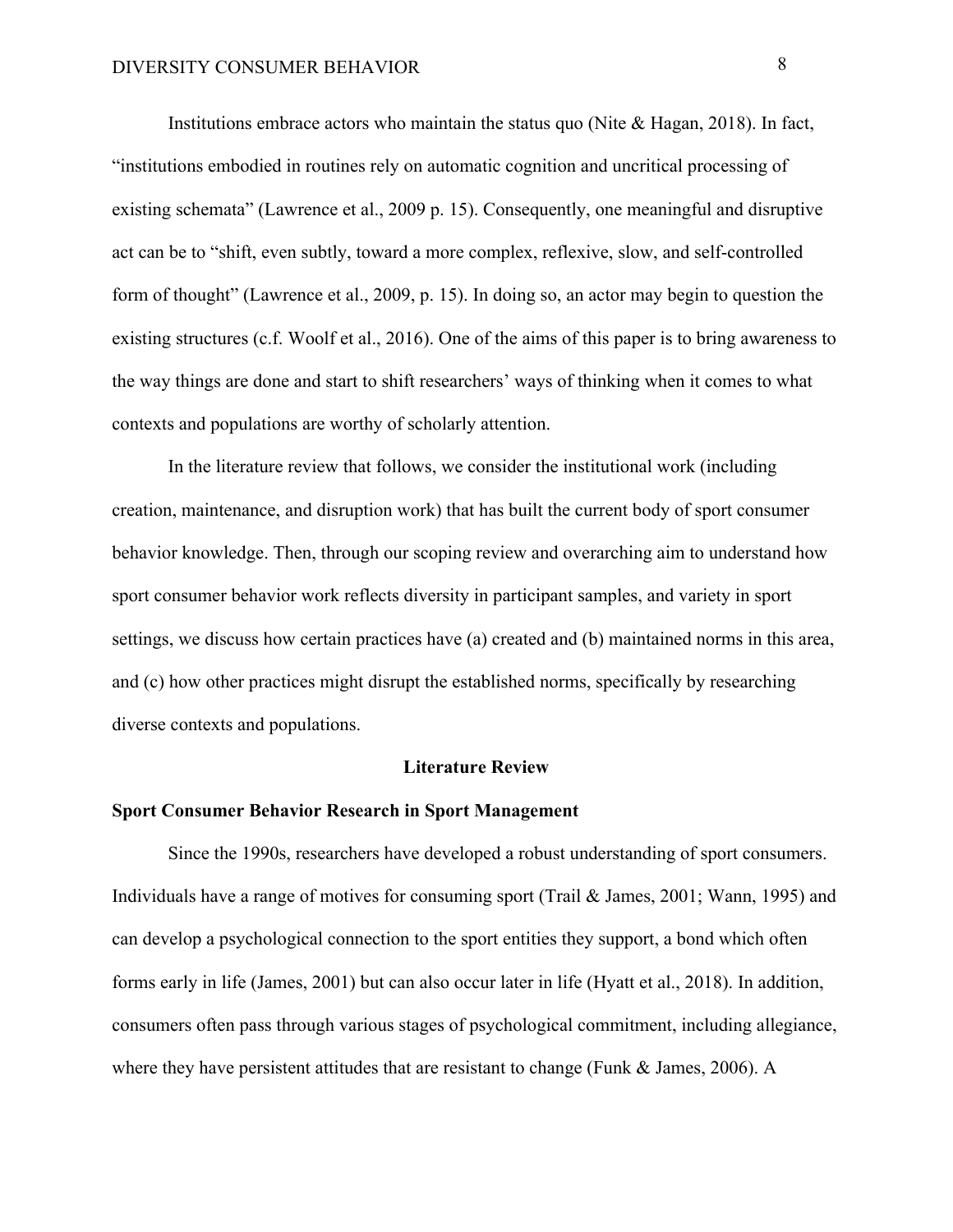Institutions embrace actors who maintain the status quo (Nite & Hagan, 2018). In fact, "institutions embodied in routines rely on automatic cognition and uncritical processing of existing schemata" (Lawrence et al., 2009 p. 15). Consequently, one meaningful and disruptive act can be to "shift, even subtly, toward a more complex, reflexive, slow, and self-controlled form of thought" (Lawrence et al., 2009, p. 15). In doing so, an actor may begin to question the existing structures (c.f. Woolf et al., 2016). One of the aims of this paper is to bring awareness to the way things are done and start to shift researchers' ways of thinking when it comes to what contexts and populations are worthy of scholarly attention.

In the literature review that follows, we consider the institutional work (including creation, maintenance, and disruption work) that has built the current body of sport consumer behavior knowledge. Then, through our scoping review and overarching aim to understand how sport consumer behavior work reflects diversity in participant samples, and variety in sport settings, we discuss how certain practices have (a) created and (b) maintained norms in this area, and (c) how other practices might disrupt the established norms, specifically by researching diverse contexts and populations.

## Literature Review

### Sport Consumer Behavior Research in Sport Management

Since the 1990s, researchers have developed a robust understanding of sport consumers. Individuals have a range of motives for consuming sport (Trail & James, 2001; Wann, 1995) and can develop a psychological connection to the sport entities they support, a bond which often forms early in life (James, 2001) but can also occur later in life (Hyatt et al., 2018). In addition, consumers often pass through various stages of psychological commitment, including allegiance, where they have persistent attitudes that are resistant to change (Funk & James, 2006). A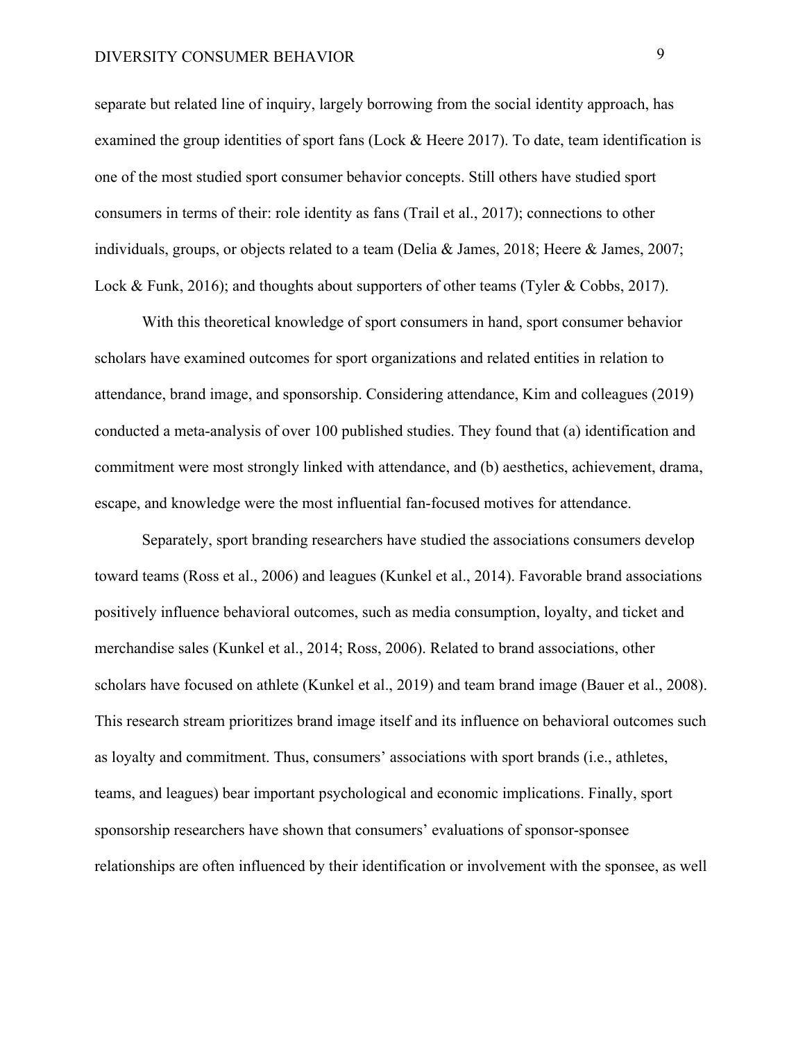separate but related line of inquiry, largely borrowing from the social identity approach, has examined the group identities of sport fans (Lock & Heere 2017). To date, team identification is one of the most studied sport consumer behavior concepts. Still others have studied sport consumers in terms of their: role identity as fans (Trail et al., 2017); connections to other individuals, groups, or objects related to a team (Delia & James, 2018; Heere & James, 2007; Lock & Funk, 2016); and thoughts about supporters of other teams (Tyler & Cobbs, 2017).

With this theoretical knowledge of sport consumers in hand, sport consumer behavior scholars have examined outcomes for sport organizations and related entities in relation to attendance, brand image, and sponsorship. Considering attendance, Kim and colleagues (2019) conducted a meta-analysis of over 100 published studies. They found that (a) identification and commitment were most strongly linked with attendance, and (b) aesthetics, achievement, drama, escape, and knowledge were the most influential fan-focused motives for attendance.

Separately, sport branding researchers have studied the associations consumers develop toward teams (Ross et al., 2006) and leagues (Kunkel et al., 2014). Favorable brand associations positively influence behavioral outcomes, such as media consumption, loyalty, and ticket and merchandise sales (Kunkel et al., 2014; Ross, 2006). Related to brand associations, other scholars have focused on athlete (Kunkel et al., 2019) and team brand image (Bauer et al., 2008). This research stream prioritizes brand image itself and its influence on behavioral outcomes such as loyalty and commitment. Thus, consumers' associations with sport brands (i.e., athletes, teams, and leagues) bear important psychological and economic implications. Finally, sport sponsorship researchers have shown that consumers' evaluations of sponsor-sponsee relationships are often influenced by their identification or involvement with the sponsee, as well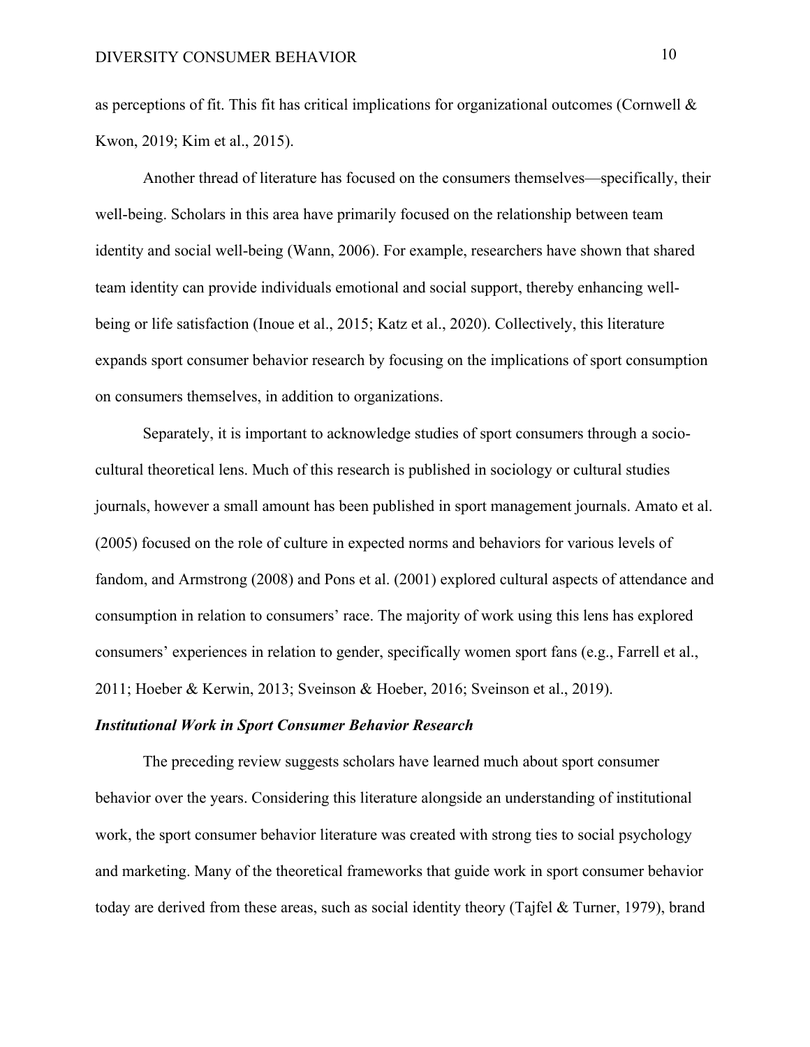as perceptions of fit. This fit has critical implications for organizational outcomes (Cornwell & Kwon, 2019; Kim et al., 2015).

Another thread of literature has focused on the consumers themselves—specifically, their well-being. Scholars in this area have primarily focused on the relationship between team identity and social well-being (Wann, 2006). For example, researchers have shown that shared team identity can provide individuals emotional and social support, thereby enhancing well-being or life satisfaction (Inoue et al., 2015; Katz et al., 2020). Collectively, this literature expands sport consumer behavior research by focusing on the implications of sport consumption on consumers themselves, in addition to organizations.

Separately, it is important to acknowledge studies of sport consumers through a socio-cultural theoretical lens. Much of this research is published in sociology or cultural studies journals, however a small amount has been published in sport management journals. Amato et al. (2005) focused on the role of culture in expected norms and behaviors for various levels of fandom, and Armstrong (2008) and Pons et al. (2001) explored cultural aspects of attendance and consumption in relation to consumers' race. The majority of work using this lens has explored consumers' experiences in relation to gender, specifically women sport fans (e.g., Farrell et al., 2011; Hoeber & Kerwin, 2013; Sveinson & Hoeber, 2016; Sveinson et al., 2019).

### *Institutional Work in Sport Consumer Behavior Research*

The preceding review suggests scholars have learned much about sport consumer behavior over the years. Considering this literature alongside an understanding of institutional work, the sport consumer behavior literature was created with strong ties to social psychology and marketing. Many of the theoretical frameworks that guide work in sport consumer behavior today are derived from these areas, such as social identity theory (Tajfel & Turner, 1979), brand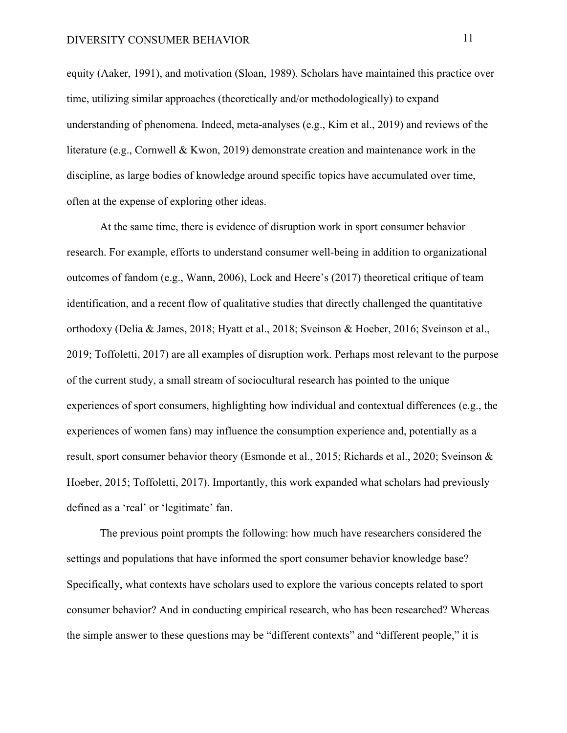equity (Aaker, 1991), and motivation (Sloan, 1989). Scholars have maintained this practice over time, utilizing similar approaches (theoretically and/or methodologically) to expand understanding of phenomena. Indeed, meta-analyses (e.g., Kim et al., 2019) and reviews of the literature (e.g., Cornwell & Kwon, 2019) demonstrate creation and maintenance work in the discipline, as large bodies of knowledge around specific topics have accumulated over time, often at the expense of exploring other ideas.

At the same time, there is evidence of disruption work in sport consumer behavior research. For example, efforts to understand consumer well-being in addition to organizational outcomes of fandom (e.g., Wann, 2006), Lock and Heere's (2017) theoretical critique of team identification, and a recent flow of qualitative studies that directly challenged the quantitative orthodoxy (Delia & James, 2018; Hyatt et al., 2018; Sveinson & Hoeber, 2016; Sveinson et al., 2019; Toffoletti, 2017) are all examples of disruption work. Perhaps most relevant to the purpose of the current study, a small stream of sociocultural research has pointed to the unique experiences of sport consumers, highlighting how individual and contextual differences (e.g., the experiences of women fans) may influence the consumption experience and, potentially as a result, sport consumer behavior theory (Esmonde et al., 2015; Richards et al., 2020; Sveinson & Hoeber, 2015; Toffoletti, 2017). Importantly, this work expanded what scholars had previously defined as a 'real' or 'legitimate' fan.

The previous point prompts the following: how much have researchers considered the settings and populations that have informed the sport consumer behavior knowledge base? Specifically, what contexts have scholars used to explore the various concepts related to sport consumer behavior? And in conducting empirical research, who has been researched? Whereas the simple answer to these questions may be "different contexts" and "different people," it is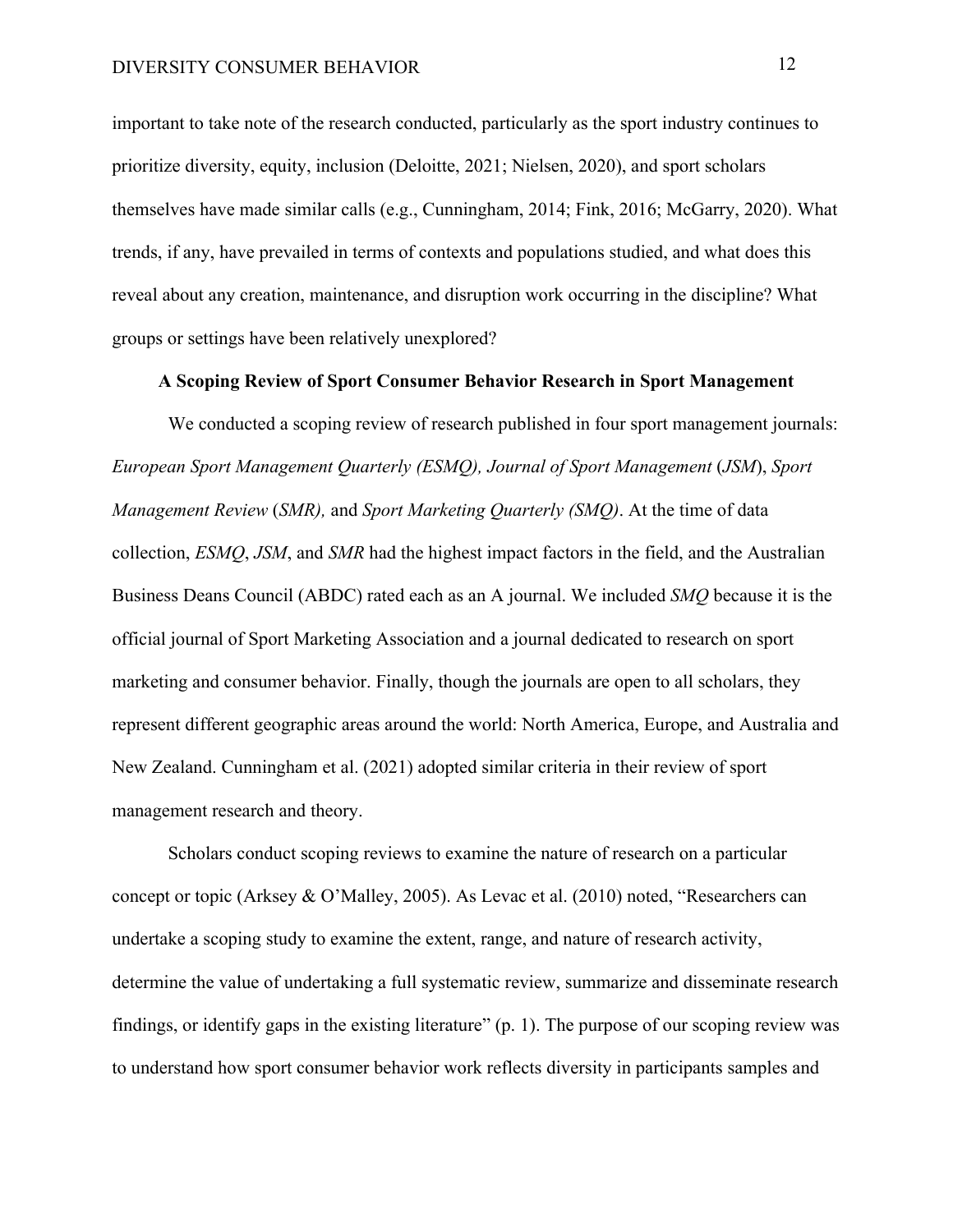important to take note of the research conducted, particularly as the sport industry continues to prioritize diversity, equity, inclusion (Deloitte, 2021; Nielsen, 2020), and sport scholars themselves have made similar calls (e.g., Cunningham, 2014; Fink, 2016; McGarry, 2020). What trends, if any, have prevailed in terms of contexts and populations studied, and what does this reveal about any creation, maintenance, and disruption work occurring in the discipline? What groups or settings have been relatively unexplored?

## A Scoping Review of Sport Consumer Behavior Research in Sport Management

We conducted a scoping review of research published in four sport management journals: *European Sport Management Quarterly (ESMQ), Journal of Sport Management* (*JSM*), *Sport Management Review* (*SMR),* and *Sport Marketing Quarterly (SMQ)*. At the time of data collection, *ESMQ*, *JSM*, and *SMR* had the highest impact factors in the field, and the Australian Business Deans Council (ABDC) rated each as an A journal. We included *SMQ* because it is the official journal of Sport Marketing Association and a journal dedicated to research on sport marketing and consumer behavior. Finally, though the journals are open to all scholars, they represent different geographic areas around the world: North America, Europe, and Australia and New Zealand. Cunningham et al. (2021) adopted similar criteria in their review of sport management research and theory.

Scholars conduct scoping reviews to examine the nature of research on a particular concept or topic (Arksey & O'Malley, 2005). As Levac et al. (2010) noted, "Researchers can undertake a scoping study to examine the extent, range, and nature of research activity, determine the value of undertaking a full systematic review, summarize and disseminate research findings, or identify gaps in the existing literature" (p. 1). The purpose of our scoping review was to understand how sport consumer behavior work reflects diversity in participants samples and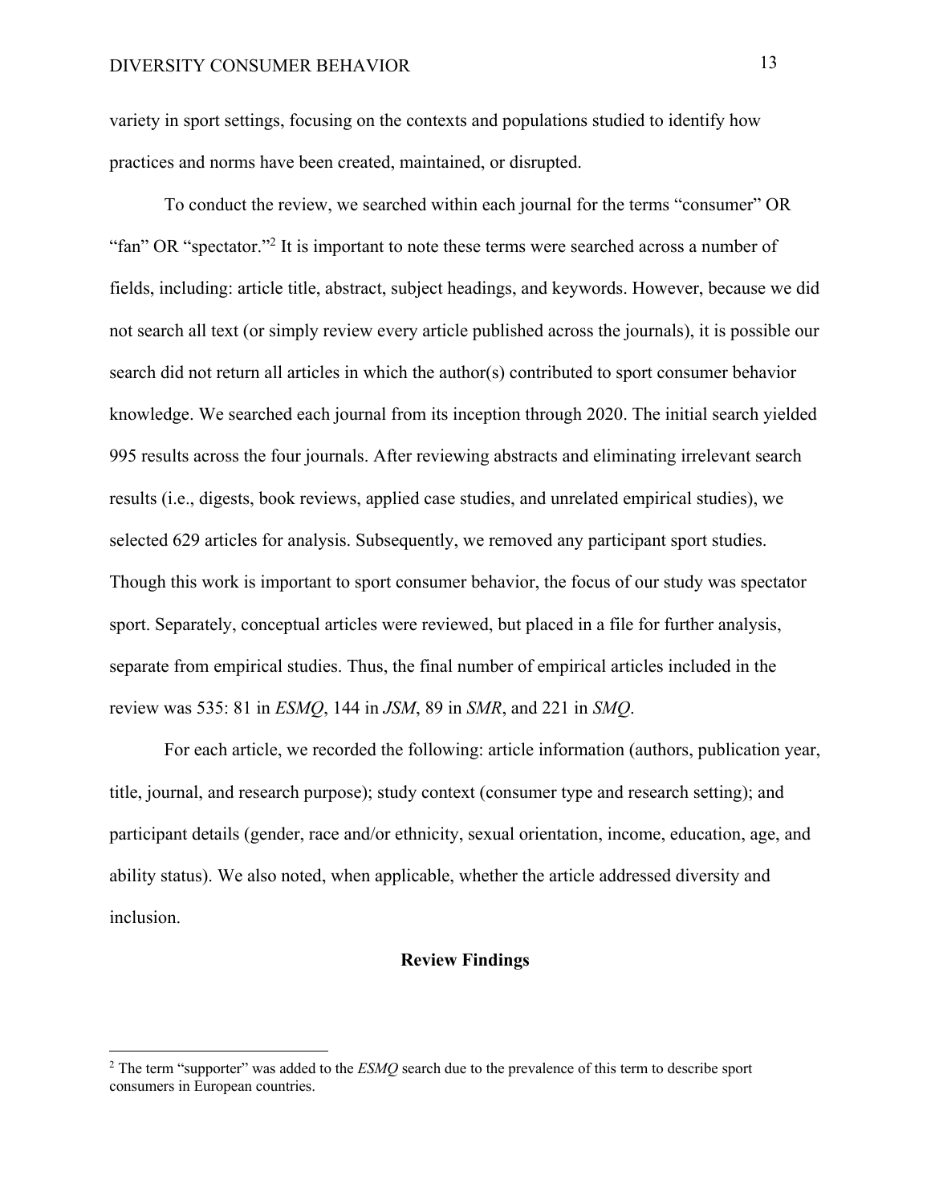variety in sport settings, focusing on the contexts and populations studied to identify how practices and norms have been created, maintained, or disrupted.

To conduct the review, we searched within each journal for the terms "consumer" OR "fan" OR "spectator."[2] It is important to note these terms were searched across a number of fields, including: article title, abstract, subject headings, and keywords. However, because we did not search all text (or simply review every article published across the journals), it is possible our search did not return all articles in which the author(s) contributed to sport consumer behavior knowledge. We searched each journal from its inception through 2020. The initial search yielded 995 results across the four journals. After reviewing abstracts and eliminating irrelevant search results (i.e., digests, book reviews, applied case studies, and unrelated empirical studies), we selected 629 articles for analysis. Subsequently, we removed any participant sport studies. Though this work is important to sport consumer behavior, the focus of our study was spectator sport. Separately, conceptual articles were reviewed, but placed in a file for further analysis, separate from empirical studies. Thus, the final number of empirical articles included in the review was 535: 81 in *ESMQ*, 144 in *JSM*, 89 in *SMR*, and 221 in *SMQ*.

For each article, we recorded the following: article information (authors, publication year, title, journal, and research purpose); study context (consumer type and research setting); and participant details (gender, race and/or ethnicity, sexual orientation, income, education, age, and ability status). We also noted, when applicable, whether the article addressed diversity and inclusion.

## Review Findings

---

[2] The term "supporter" was added to the *ESMQ* search due to the prevalence of this term to describe sport consumers in European countries.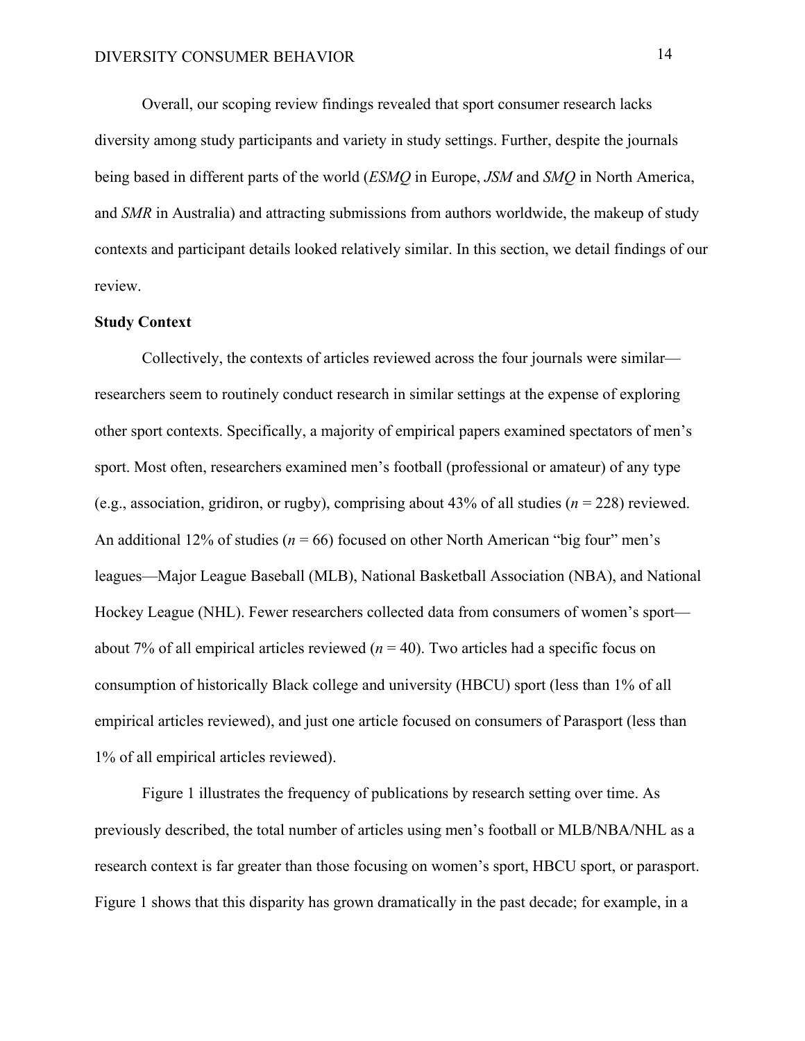Overall, our scoping review findings revealed that sport consumer research lacks diversity among study participants and variety in study settings. Further, despite the journals being based in different parts of the world (*ESMQ* in Europe, *JSM* and *SMQ* in North America, and *SMR* in Australia) and attracting submissions from authors worldwide, the makeup of study contexts and participant details looked relatively similar. In this section, we detail findings of our review.

**Study Context**

Collectively, the contexts of articles reviewed across the four journals were similar—researchers seem to routinely conduct research in similar settings at the expense of exploring other sport contexts. Specifically, a majority of empirical papers examined spectators of men's sport. Most often, researchers examined men's football (professional or amateur) of any type (e.g., association, gridiron, or rugby), comprising about 43% of all studies ($n$ = 228) reviewed. An additional 12% of studies ($n$ = 66) focused on other North American "big four" men's leagues—Major League Baseball (MLB), National Basketball Association (NBA), and National Hockey League (NHL). Fewer researchers collected data from consumers of women's sport—about 7% of all empirical articles reviewed ($n$ = 40). Two articles had a specific focus on consumption of historically Black college and university (HBCU) sport (less than 1% of all empirical articles reviewed), and just one article focused on consumers of Parasport (less than 1% of all empirical articles reviewed).

Figure 1 illustrates the frequency of publications by research setting over time. As previously described, the total number of articles using men's football or MLB/NBA/NHL as a research context is far greater than those focusing on women's sport, HBCU sport, or parasport. Figure 1 shows that this disparity has grown dramatically in the past decade; for example, in a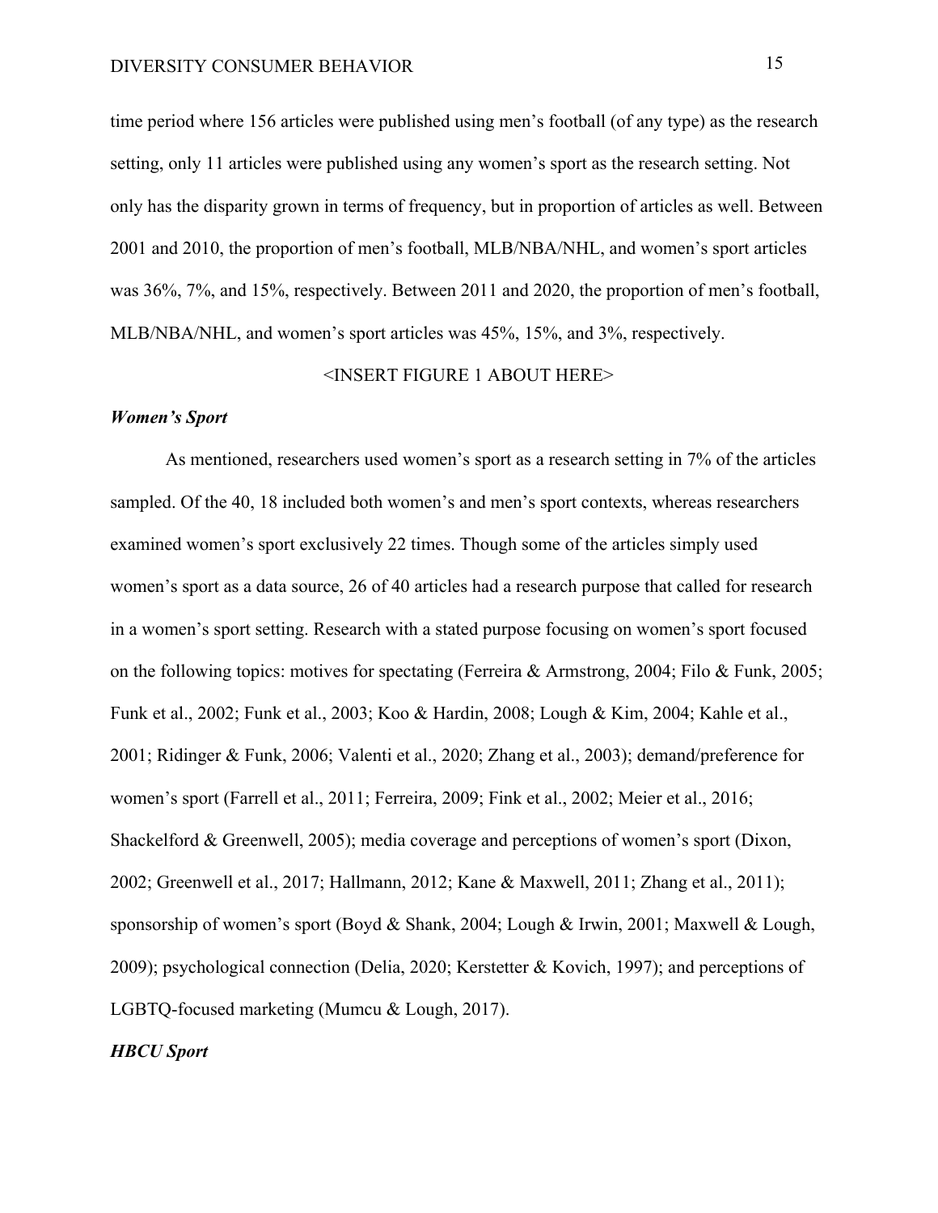time period where 156 articles were published using men's football (of any type) as the research setting, only 11 articles were published using any women's sport as the research setting. Not only has the disparity grown in terms of frequency, but in proportion of articles as well. Between 2001 and 2010, the proportion of men's football, MLB/NBA/NHL, and women's sport articles was 36%, 7%, and 15%, respectively. Between 2011 and 2020, the proportion of men's football, MLB/NBA/NHL, and women's sport articles was 45%, 15%, and 3%, respectively.

<INSERT FIGURE 1 ABOUT HERE>

### *Women's Sport*

As mentioned, researchers used women's sport as a research setting in 7% of the articles sampled. Of the 40, 18 included both women's and men's sport contexts, whereas researchers examined women's sport exclusively 22 times. Though some of the articles simply used women's sport as a data source, 26 of 40 articles had a research purpose that called for research in a women's sport setting. Research with a stated purpose focusing on women's sport focused on the following topics: motives for spectating (Ferreira & Armstrong, 2004; Filo & Funk, 2005; Funk et al., 2002; Funk et al., 2003; Koo & Hardin, 2008; Lough & Kim, 2004; Kahle et al., 2001; Ridinger & Funk, 2006; Valenti et al., 2020; Zhang et al., 2003); demand/preference for women's sport (Farrell et al., 2011; Ferreira, 2009; Fink et al., 2002; Meier et al., 2016; Shackelford & Greenwell, 2005); media coverage and perceptions of women's sport (Dixon, 2002; Greenwell et al., 2017; Hallmann, 2012; Kane & Maxwell, 2011; Zhang et al., 2011); sponsorship of women's sport (Boyd & Shank, 2004; Lough & Irwin, 2001; Maxwell & Lough, 2009); psychological connection (Delia, 2020; Kerstetter & Kovich, 1997); and perceptions of LGBTQ-focused marketing (Mumcu & Lough, 2017).

### *HBCU Sport*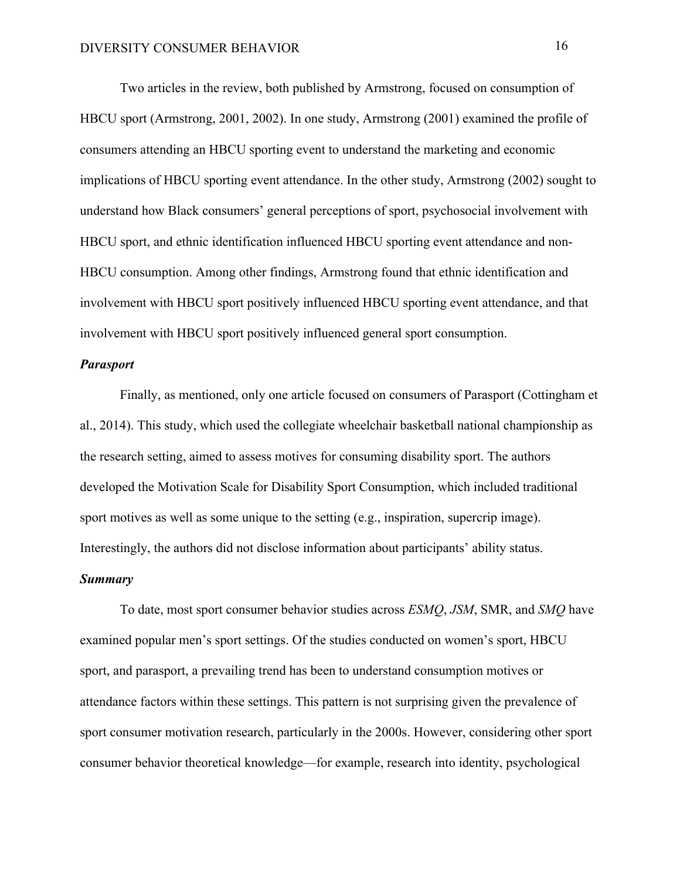Two articles in the review, both published by Armstrong, focused on consumption of HBCU sport (Armstrong, 2001, 2002). In one study, Armstrong (2001) examined the profile of consumers attending an HBCU sporting event to understand the marketing and economic implications of HBCU sporting event attendance. In the other study, Armstrong (2002) sought to understand how Black consumers' general perceptions of sport, psychosocial involvement with HBCU sport, and ethnic identification influenced HBCU sporting event attendance and non-HBCU consumption. Among other findings, Armstrong found that ethnic identification and involvement with HBCU sport positively influenced HBCU sporting event attendance, and that involvement with HBCU sport positively influenced general sport consumption.

### ***Parasport***

Finally, as mentioned, only one article focused on consumers of Parasport (Cottingham et al., 2014). This study, which used the collegiate wheelchair basketball national championship as the research setting, aimed to assess motives for consuming disability sport. The authors developed the Motivation Scale for Disability Sport Consumption, which included traditional sport motives as well as some unique to the setting (e.g., inspiration, supercrip image). Interestingly, the authors did not disclose information about participants' ability status.

### ***Summary***

To date, most sport consumer behavior studies across *ESMQ*, *JSM*, SMR, and *SMQ* have examined popular men's sport settings. Of the studies conducted on women's sport, HBCU sport, and parasport, a prevailing trend has been to understand consumption motives or attendance factors within these settings. This pattern is not surprising given the prevalence of sport consumer motivation research, particularly in the 2000s. However, considering other sport consumer behavior theoretical knowledge—for example, research into identity, psychological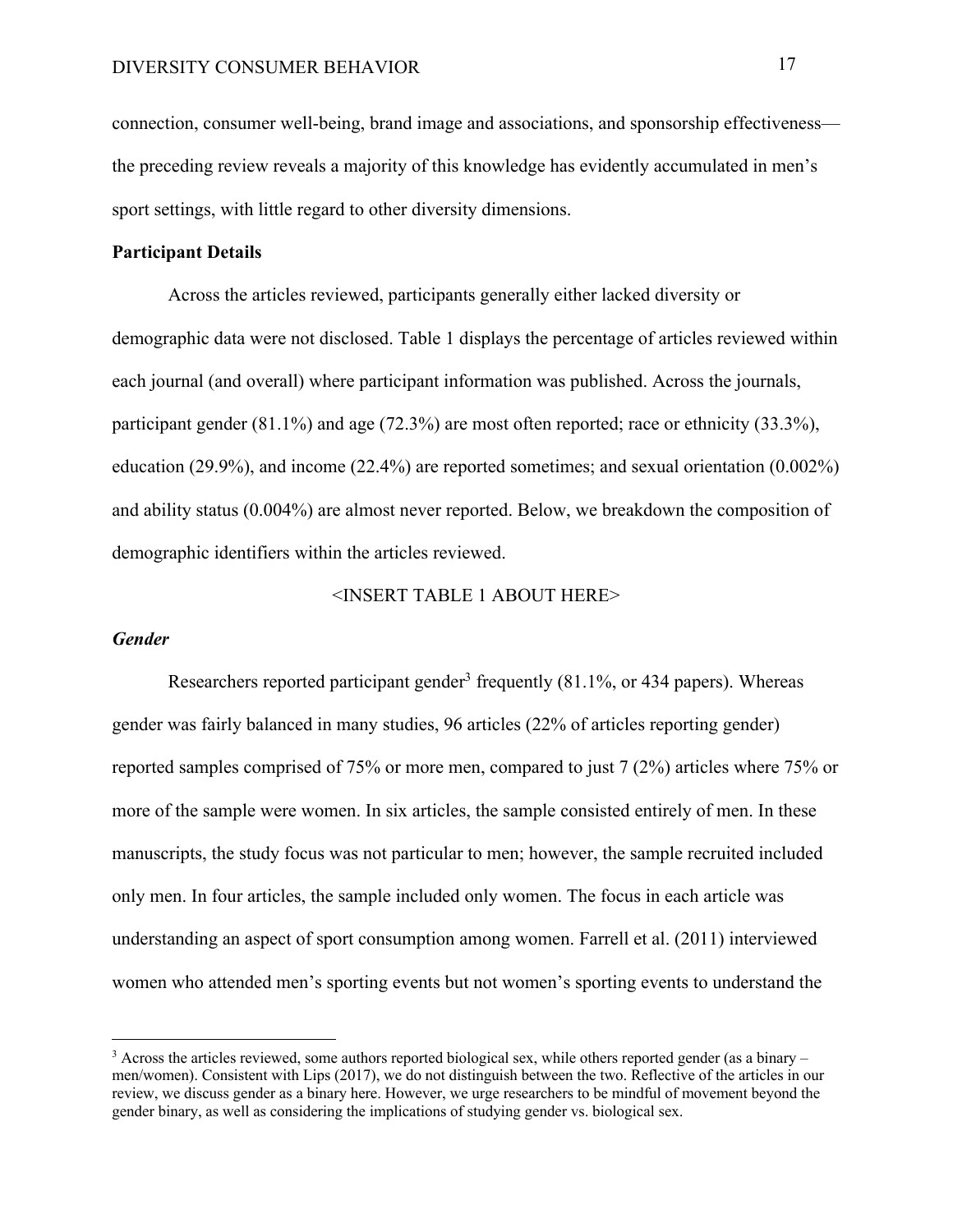connection, consumer well-being, brand image and associations, and sponsorship effectiveness—the preceding review reveals a majority of this knowledge has evidently accumulated in men's sport settings, with little regard to other diversity dimensions.

## Participant Details

Across the articles reviewed, participants generally either lacked diversity or demographic data were not disclosed. Table 1 displays the percentage of articles reviewed within each journal (and overall) where participant information was published. Across the journals, participant gender (81.1%) and age (72.3%) are most often reported; race or ethnicity (33.3%), education (29.9%), and income (22.4%) are reported sometimes; and sexual orientation (0.002%) and ability status (0.004%) are almost never reported. Below, we breakdown the composition of demographic identifiers within the articles reviewed.

<INSERT TABLE 1 ABOUT HERE>

### *Gender*

Researchers reported participant gender[3] frequently (81.1%, or 434 papers). Whereas gender was fairly balanced in many studies, 96 articles (22% of articles reporting gender) reported samples comprised of 75% or more men, compared to just 7 (2%) articles where 75% or more of the sample were women. In six articles, the sample consisted entirely of men. In these manuscripts, the study focus was not particular to men; however, the sample recruited included only men. In four articles, the sample included only women. The focus in each article was understanding an aspect of sport consumption among women. Farrell et al. (2011) interviewed women who attended men's sporting events but not women's sporting events to understand the

[3] Across the articles reviewed, some authors reported biological sex, while others reported gender (as a binary – men/women). Consistent with Lips (2017), we do not distinguish between the two. Reflective of the articles in our review, we discuss gender as a binary here. However, we urge researchers to be mindful of movement beyond the gender binary, as well as considering the implications of studying gender vs. biological sex.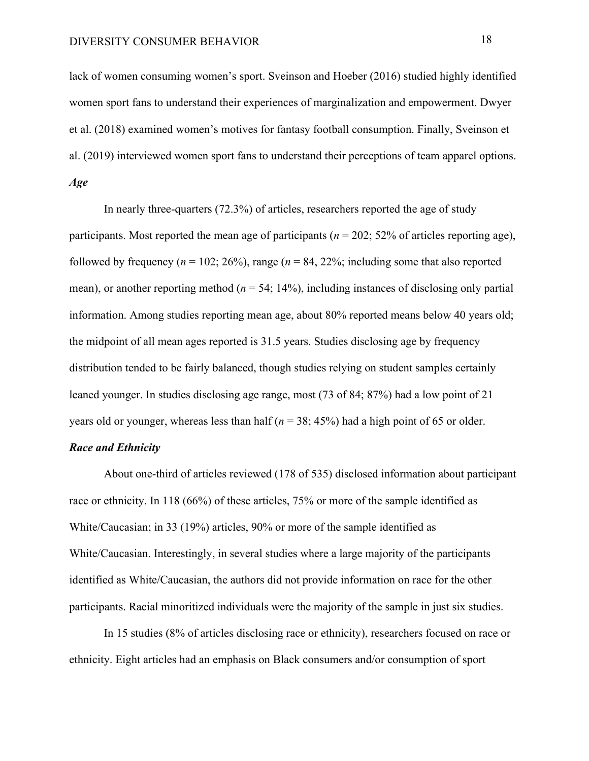lack of women consuming women's sport. Sveinson and Hoeber (2016) studied highly identified women sport fans to understand their experiences of marginalization and empowerment. Dwyer et al. (2018) examined women's motives for fantasy football consumption. Finally, Sveinson et al. (2019) interviewed women sport fans to understand their perceptions of team apparel options.

### *Age*

In nearly three-quarters (72.3%) of articles, researchers reported the age of study participants. Most reported the mean age of participants ($n$ = 202; 52% of articles reporting age), followed by frequency ($n$ = 102; 26%), range ($n$ = 84, 22%; including some that also reported mean), or another reporting method ($n$ = 54; 14%), including instances of disclosing only partial information. Among studies reporting mean age, about 80% reported means below 40 years old; the midpoint of all mean ages reported is 31.5 years. Studies disclosing age by frequency distribution tended to be fairly balanced, though studies relying on student samples certainly leaned younger. In studies disclosing age range, most (73 of 84; 87%) had a low point of 21 years old or younger, whereas less than half ($n$ = 38; 45%) had a high point of 65 or older.

### *Race and Ethnicity*

About one-third of articles reviewed (178 of 535) disclosed information about participant race or ethnicity. In 118 (66%) of these articles, 75% or more of the sample identified as White/Caucasian; in 33 (19%) articles, 90% or more of the sample identified as White/Caucasian. Interestingly, in several studies where a large majority of the participants identified as White/Caucasian, the authors did not provide information on race for the other participants. Racial minoritized individuals were the majority of the sample in just six studies.

In 15 studies (8% of articles disclosing race or ethnicity), researchers focused on race or ethnicity. Eight articles had an emphasis on Black consumers and/or consumption of sport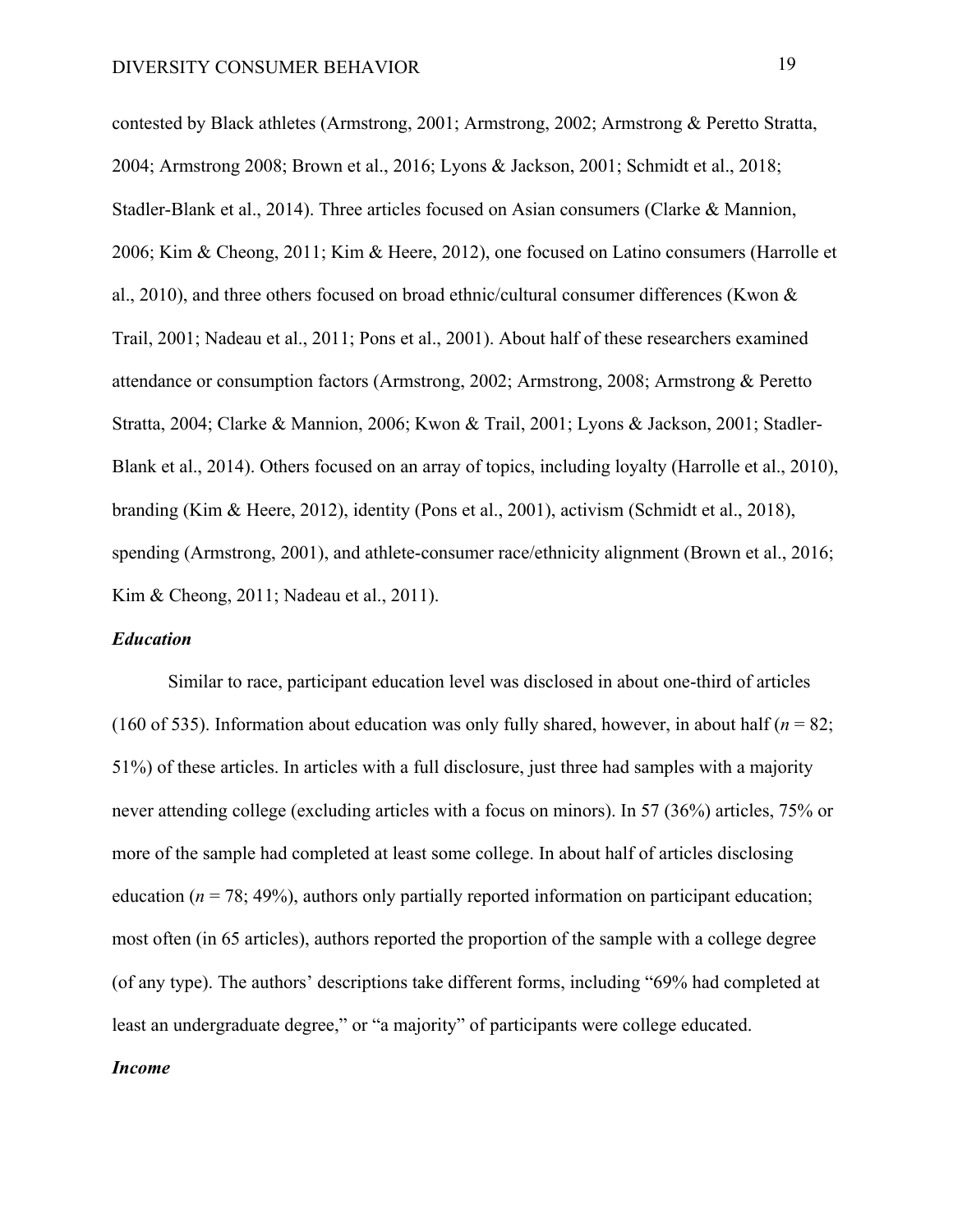contested by Black athletes (Armstrong, 2001; Armstrong, 2002; Armstrong & Peretto Stratta, 2004; Armstrong 2008; Brown et al., 2016; Lyons & Jackson, 2001; Schmidt et al., 2018; Stadler-Blank et al., 2014). Three articles focused on Asian consumers (Clarke & Mannion, 2006; Kim & Cheong, 2011; Kim & Heere, 2012), one focused on Latino consumers (Harrolle et al., 2010), and three others focused on broad ethnic/cultural consumer differences (Kwon & Trail, 2001; Nadeau et al., 2011; Pons et al., 2001). About half of these researchers examined attendance or consumption factors (Armstrong, 2002; Armstrong, 2008; Armstrong & Peretto Stratta, 2004; Clarke & Mannion, 2006; Kwon & Trail, 2001; Lyons & Jackson, 2001; Stadler-Blank et al., 2014). Others focused on an array of topics, including loyalty (Harrolle et al., 2010), branding (Kim & Heere, 2012), identity (Pons et al., 2001), activism (Schmidt et al., 2018), spending (Armstrong, 2001), and athlete-consumer race/ethnicity alignment (Brown et al., 2016; Kim & Cheong, 2011; Nadeau et al., 2011).

### *Education*

Similar to race, participant education level was disclosed in about one-third of articles (160 of 535). Information about education was only fully shared, however, in about half ($n$ = 82; 51%) of these articles. In articles with a full disclosure, just three had samples with a majority never attending college (excluding articles with a focus on minors). In 57 (36%) articles, 75% or more of the sample had completed at least some college. In about half of articles disclosing education ($n$ = 78; 49%), authors only partially reported information on participant education; most often (in 65 articles), authors reported the proportion of the sample with a college degree (of any type). The authors' descriptions take different forms, including "69% had completed at least an undergraduate degree," or "a majority" of participants were college educated.

### *Income*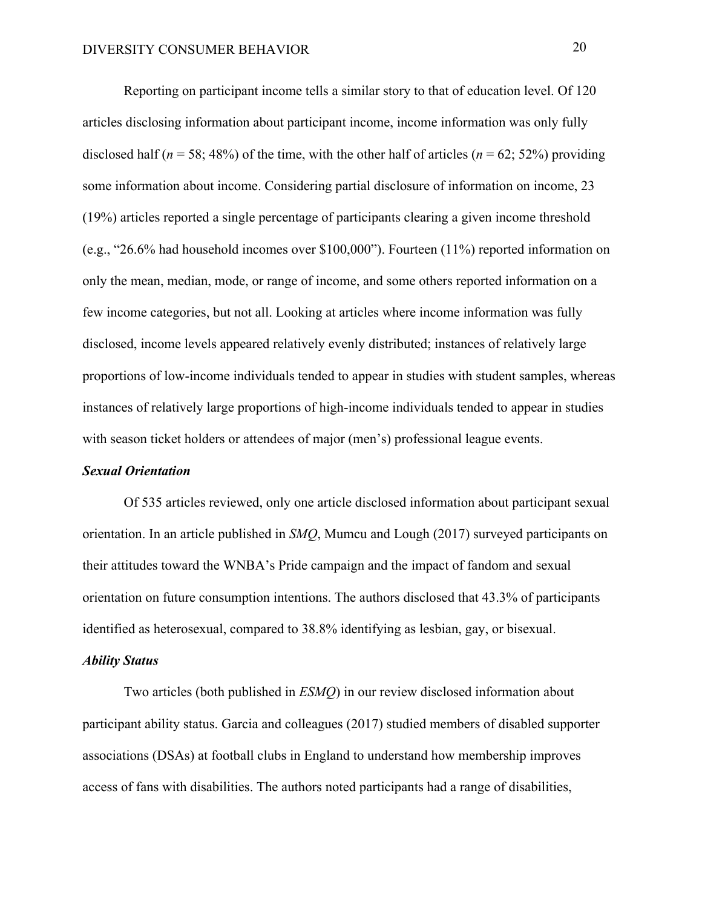Reporting on participant income tells a similar story to that of education level. Of 120 articles disclosing information about participant income, income information was only fully disclosed half (*n* = 58; 48%) of the time, with the other half of articles (*n* = 62; 52%) providing some information about income. Considering partial disclosure of information on income, 23 (19%) articles reported a single percentage of participants clearing a given income threshold (e.g., "26.6% had household incomes over $100,000"). Fourteen (11%) reported information on only the mean, median, mode, or range of income, and some others reported information on a few income categories, but not all. Looking at articles where income information was fully disclosed, income levels appeared relatively evenly distributed; instances of relatively large proportions of low-income individuals tended to appear in studies with student samples, whereas instances of relatively large proportions of high-income individuals tended to appear in studies with season ticket holders or attendees of major (men's) professional league events.

### *Sexual Orientation*

Of 535 articles reviewed, only one article disclosed information about participant sexual orientation. In an article published in *SMQ*, Mumcu and Lough (2017) surveyed participants on their attitudes toward the WNBA's Pride campaign and the impact of fandom and sexual orientation on future consumption intentions. The authors disclosed that 43.3% of participants identified as heterosexual, compared to 38.8% identifying as lesbian, gay, or bisexual.

### *Ability Status*

Two articles (both published in *ESMQ*) in our review disclosed information about participant ability status. Garcia and colleagues (2017) studied members of disabled supporter associations (DSAs) at football clubs in England to understand how membership improves access of fans with disabilities. The authors noted participants had a range of disabilities,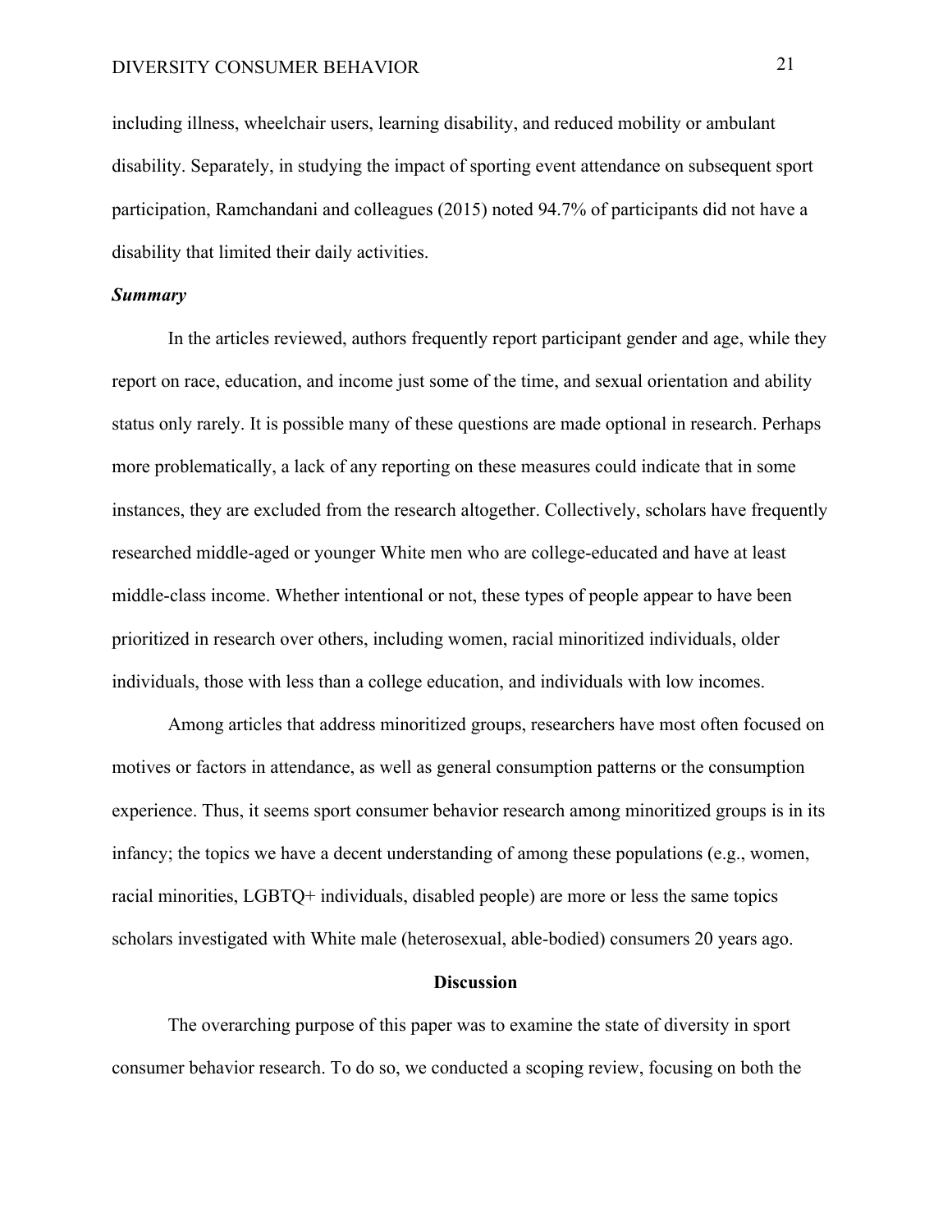including illness, wheelchair users, learning disability, and reduced mobility or ambulant disability. Separately, in studying the impact of sporting event attendance on subsequent sport participation, Ramchandani and colleagues (2015) noted 94.7% of participants did not have a disability that limited their daily activities.

### *Summary*

In the articles reviewed, authors frequently report participant gender and age, while they report on race, education, and income just some of the time, and sexual orientation and ability status only rarely. It is possible many of these questions are made optional in research. Perhaps more problematically, a lack of any reporting on these measures could indicate that in some instances, they are excluded from the research altogether. Collectively, scholars have frequently researched middle-aged or younger White men who are college-educated and have at least middle-class income. Whether intentional or not, these types of people appear to have been prioritized in research over others, including women, racial minoritized individuals, older individuals, those with less than a college education, and individuals with low incomes.

Among articles that address minoritized groups, researchers have most often focused on motives or factors in attendance, as well as general consumption patterns or the consumption experience. Thus, it seems sport consumer behavior research among minoritized groups is in its infancy; the topics we have a decent understanding of among these populations (e.g., women, racial minorities, LGBTQ+ individuals, disabled people) are more or less the same topics scholars investigated with White male (heterosexual, able-bodied) consumers 20 years ago.

## Discussion

The overarching purpose of this paper was to examine the state of diversity in sport consumer behavior research. To do so, we conducted a scoping review, focusing on both the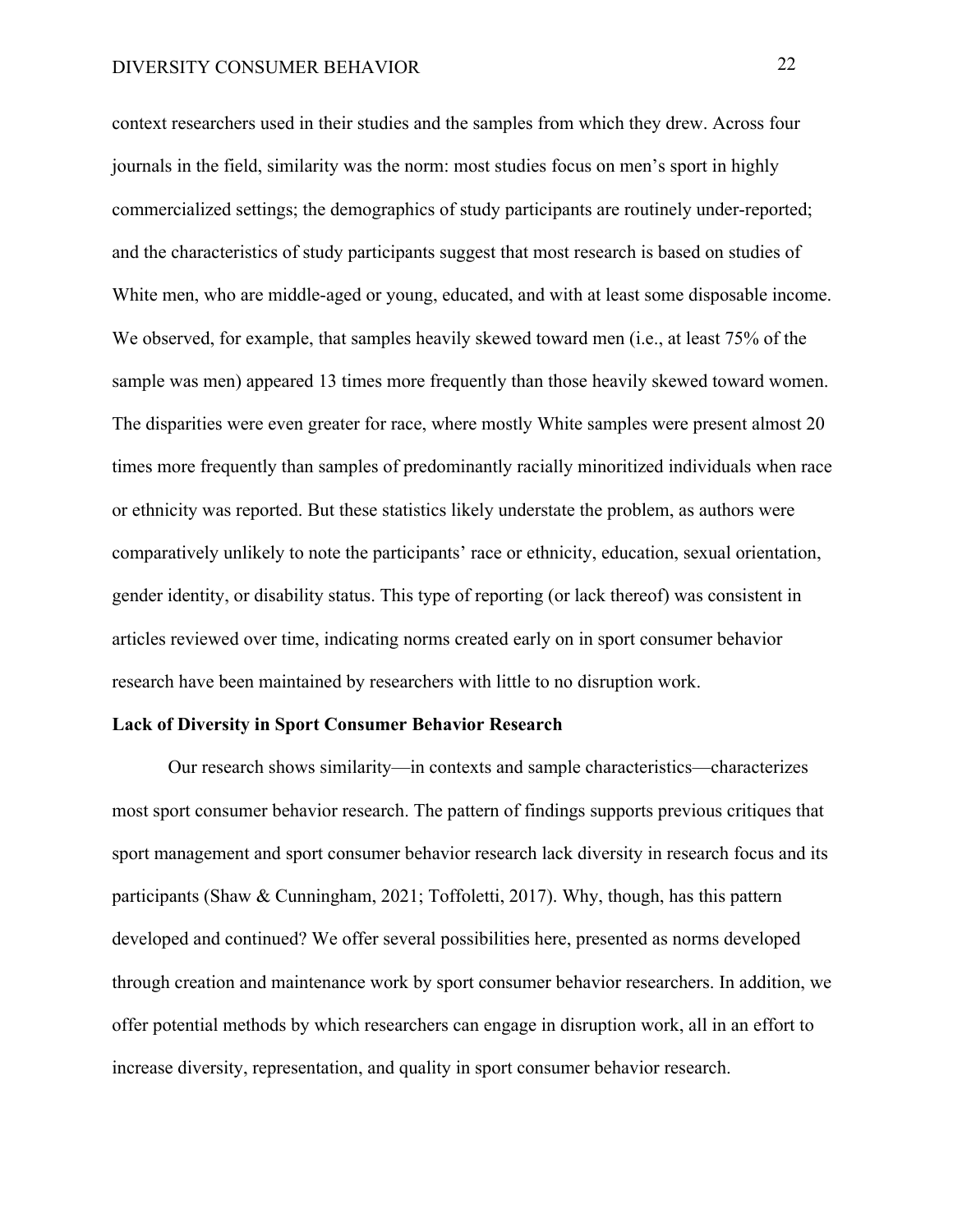context researchers used in their studies and the samples from which they drew. Across four journals in the field, similarity was the norm: most studies focus on men's sport in highly commercialized settings; the demographics of study participants are routinely under-reported; and the characteristics of study participants suggest that most research is based on studies of White men, who are middle-aged or young, educated, and with at least some disposable income. We observed, for example, that samples heavily skewed toward men (i.e., at least 75% of the sample was men) appeared 13 times more frequently than those heavily skewed toward women. The disparities were even greater for race, where mostly White samples were present almost 20 times more frequently than samples of predominantly racially minoritized individuals when race or ethnicity was reported. But these statistics likely understate the problem, as authors were comparatively unlikely to note the participants' race or ethnicity, education, sexual orientation, gender identity, or disability status. This type of reporting (or lack thereof) was consistent in articles reviewed over time, indicating norms created early on in sport consumer behavior research have been maintained by researchers with little to no disruption work.

## Lack of Diversity in Sport Consumer Behavior Research

Our research shows similarity—in contexts and sample characteristics—characterizes most sport consumer behavior research. The pattern of findings supports previous critiques that sport management and sport consumer behavior research lack diversity in research focus and its participants (Shaw & Cunningham, 2021; Toffoletti, 2017). Why, though, has this pattern developed and continued? We offer several possibilities here, presented as norms developed through creation and maintenance work by sport consumer behavior researchers. In addition, we offer potential methods by which researchers can engage in disruption work, all in an effort to increase diversity, representation, and quality in sport consumer behavior research.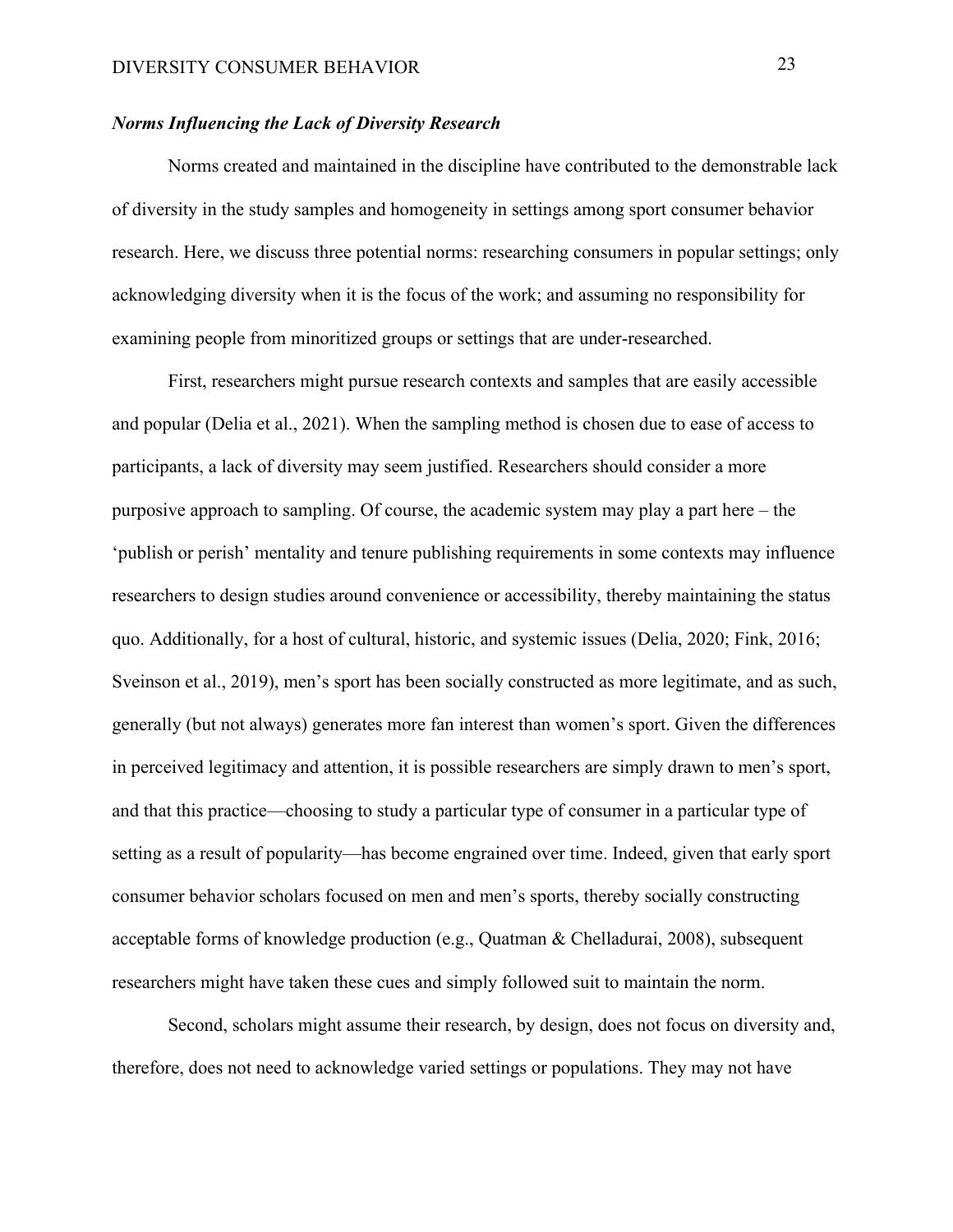### *Norms Influencing the Lack of Diversity Research*

Norms created and maintained in the discipline have contributed to the demonstrable lack of diversity in the study samples and homogeneity in settings among sport consumer behavior research. Here, we discuss three potential norms: researching consumers in popular settings; only acknowledging diversity when it is the focus of the work; and assuming no responsibility for examining people from minoritized groups or settings that are under-researched.

First, researchers might pursue research contexts and samples that are easily accessible and popular (Delia et al., 2021). When the sampling method is chosen due to ease of access to participants, a lack of diversity may seem justified. Researchers should consider a more purposive approach to sampling. Of course, the academic system may play a part here – the 'publish or perish' mentality and tenure publishing requirements in some contexts may influence researchers to design studies around convenience or accessibility, thereby maintaining the status quo. Additionally, for a host of cultural, historic, and systemic issues (Delia, 2020; Fink, 2016; Sveinson et al., 2019), men's sport has been socially constructed as more legitimate, and as such, generally (but not always) generates more fan interest than women's sport. Given the differences in perceived legitimacy and attention, it is possible researchers are simply drawn to men's sport, and that this practice—choosing to study a particular type of consumer in a particular type of setting as a result of popularity—has become engrained over time. Indeed, given that early sport consumer behavior scholars focused on men and men's sports, thereby socially constructing acceptable forms of knowledge production (e.g., Quatman & Chelladurai, 2008), subsequent researchers might have taken these cues and simply followed suit to maintain the norm.

Second, scholars might assume their research, by design, does not focus on diversity and, therefore, does not need to acknowledge varied settings or populations. They may not have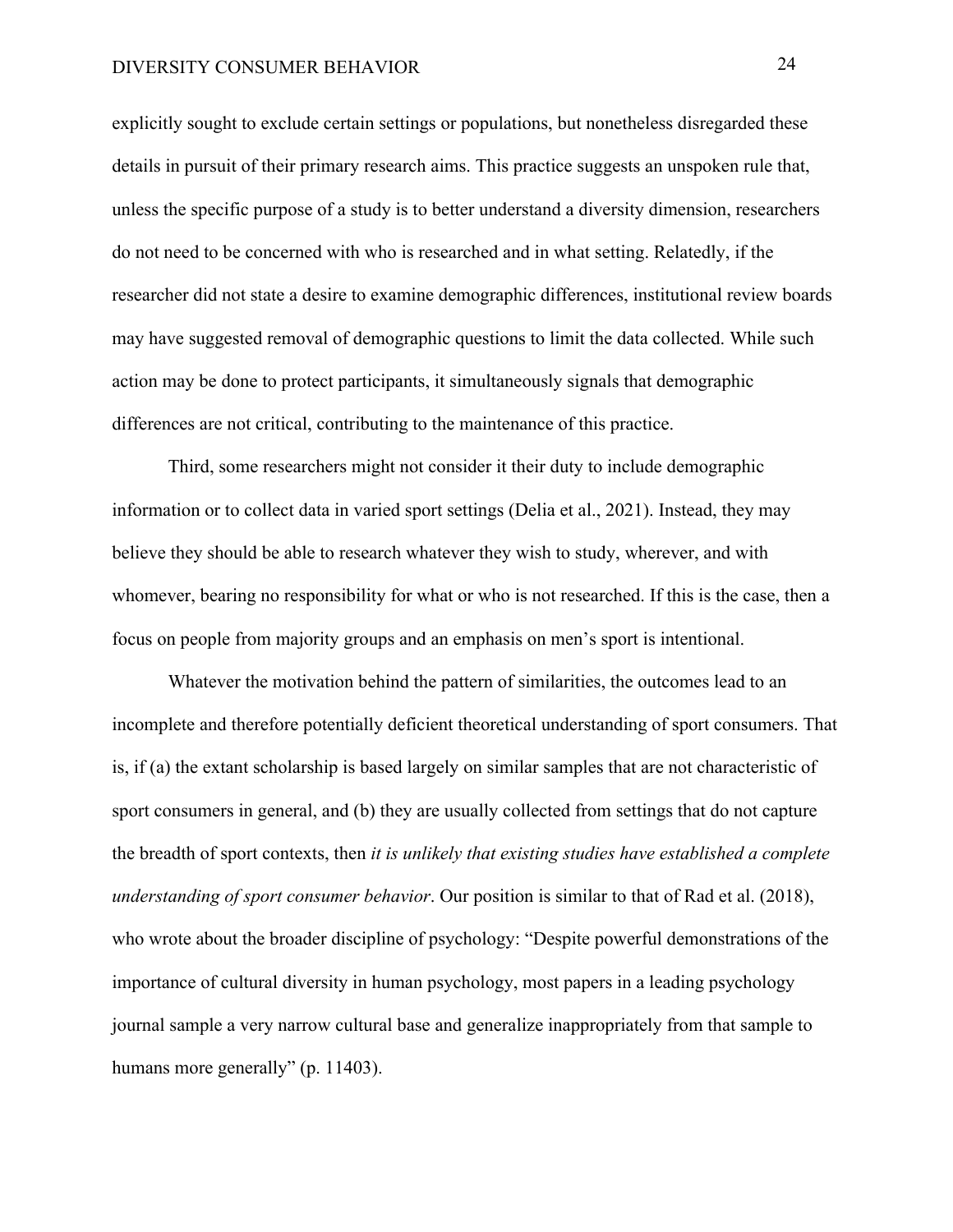explicitly sought to exclude certain settings or populations, but nonetheless disregarded these details in pursuit of their primary research aims. This practice suggests an unspoken rule that, unless the specific purpose of a study is to better understand a diversity dimension, researchers do not need to be concerned with who is researched and in what setting. Relatedly, if the researcher did not state a desire to examine demographic differences, institutional review boards may have suggested removal of demographic questions to limit the data collected. While such action may be done to protect participants, it simultaneously signals that demographic differences are not critical, contributing to the maintenance of this practice.

Third, some researchers might not consider it their duty to include demographic information or to collect data in varied sport settings (Delia et al., 2021). Instead, they may believe they should be able to research whatever they wish to study, wherever, and with whomever, bearing no responsibility for what or who is not researched. If this is the case, then a focus on people from majority groups and an emphasis on men's sport is intentional.

Whatever the motivation behind the pattern of similarities, the outcomes lead to an incomplete and therefore potentially deficient theoretical understanding of sport consumers. That is, if (a) the extant scholarship is based largely on similar samples that are not characteristic of sport consumers in general, and (b) they are usually collected from settings that do not capture the breadth of sport contexts, then *it is unlikely that existing studies have established a complete understanding of sport consumer behavior*. Our position is similar to that of Rad et al. (2018), who wrote about the broader discipline of psychology: "Despite powerful demonstrations of the importance of cultural diversity in human psychology, most papers in a leading psychology journal sample a very narrow cultural base and generalize inappropriately from that sample to humans more generally" (p. 11403).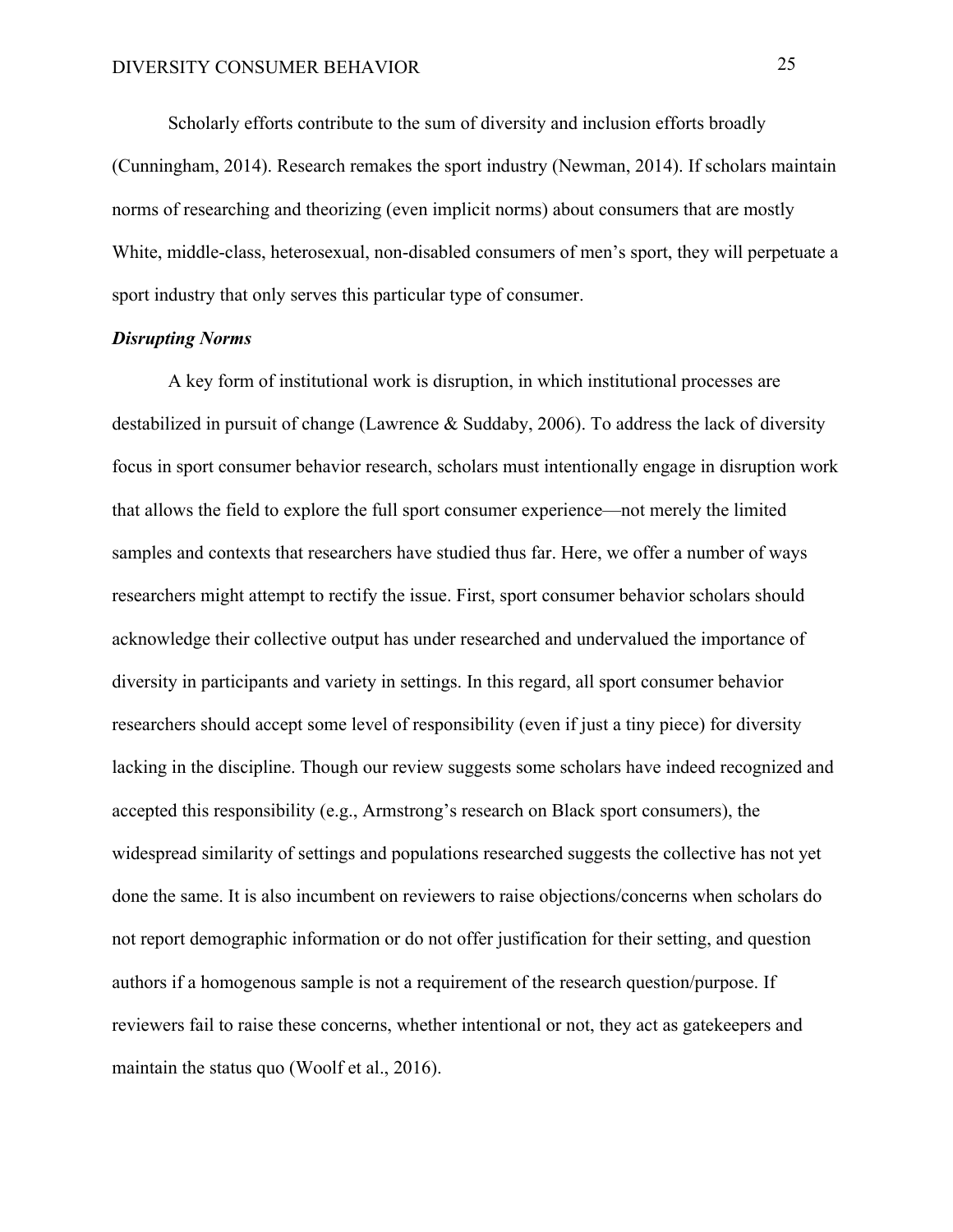Scholarly efforts contribute to the sum of diversity and inclusion efforts broadly (Cunningham, 2014). Research remakes the sport industry (Newman, 2014). If scholars maintain norms of researching and theorizing (even implicit norms) about consumers that are mostly White, middle-class, heterosexual, non-disabled consumers of men's sport, they will perpetuate a sport industry that only serves this particular type of consumer.

### *Disrupting Norms*

A key form of institutional work is disruption, in which institutional processes are destabilized in pursuit of change (Lawrence & Suddaby, 2006). To address the lack of diversity focus in sport consumer behavior research, scholars must intentionally engage in disruption work that allows the field to explore the full sport consumer experience—not merely the limited samples and contexts that researchers have studied thus far. Here, we offer a number of ways researchers might attempt to rectify the issue. First, sport consumer behavior scholars should acknowledge their collective output has under researched and undervalued the importance of diversity in participants and variety in settings. In this regard, all sport consumer behavior researchers should accept some level of responsibility (even if just a tiny piece) for diversity lacking in the discipline. Though our review suggests some scholars have indeed recognized and accepted this responsibility (e.g., Armstrong's research on Black sport consumers), the widespread similarity of settings and populations researched suggests the collective has not yet done the same. It is also incumbent on reviewers to raise objections/concerns when scholars do not report demographic information or do not offer justification for their setting, and question authors if a homogenous sample is not a requirement of the research question/purpose. If reviewers fail to raise these concerns, whether intentional or not, they act as gatekeepers and maintain the status quo (Woolf et al., 2016).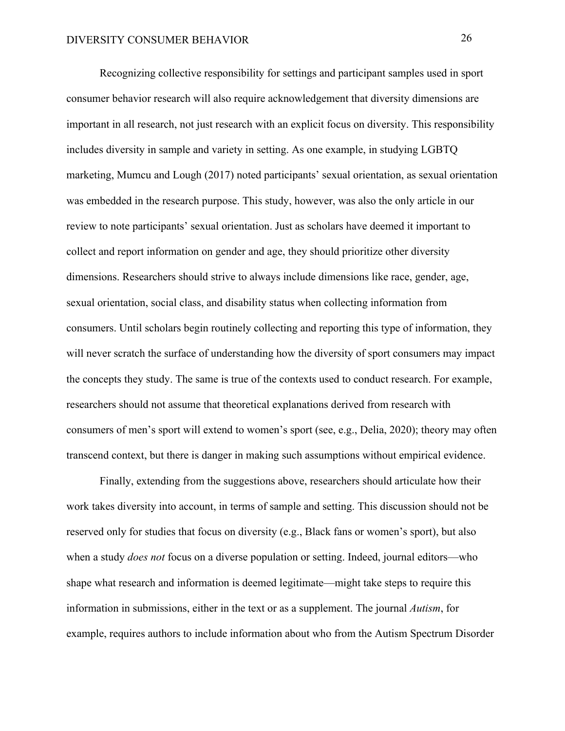Recognizing collective responsibility for settings and participant samples used in sport consumer behavior research will also require acknowledgement that diversity dimensions are important in all research, not just research with an explicit focus on diversity. This responsibility includes diversity in sample and variety in setting. As one example, in studying LGBTQ marketing, Mumcu and Lough (2017) noted participants' sexual orientation, as sexual orientation was embedded in the research purpose. This study, however, was also the only article in our review to note participants' sexual orientation. Just as scholars have deemed it important to collect and report information on gender and age, they should prioritize other diversity dimensions. Researchers should strive to always include dimensions like race, gender, age, sexual orientation, social class, and disability status when collecting information from consumers. Until scholars begin routinely collecting and reporting this type of information, they will never scratch the surface of understanding how the diversity of sport consumers may impact the concepts they study. The same is true of the contexts used to conduct research. For example, researchers should not assume that theoretical explanations derived from research with consumers of men's sport will extend to women's sport (see, e.g., Delia, 2020); theory may often transcend context, but there is danger in making such assumptions without empirical evidence.

Finally, extending from the suggestions above, researchers should articulate how their work takes diversity into account, in terms of sample and setting. This discussion should not be reserved only for studies that focus on diversity (e.g., Black fans or women's sport), but also when a study *does not* focus on a diverse population or setting. Indeed, journal editors—who shape what research and information is deemed legitimate—might take steps to require this information in submissions, either in the text or as a supplement. The journal *Autism*, for example, requires authors to include information about who from the Autism Spectrum Disorder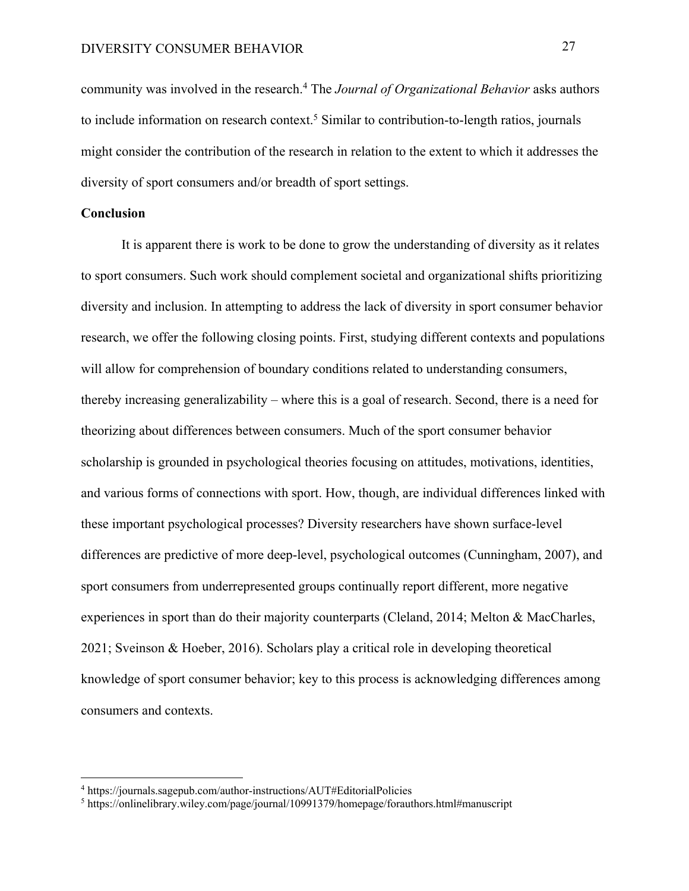community was involved in the research.[4] The *Journal of Organizational Behavior* asks authors to include information on research context.[5] Similar to contribution-to-length ratios, journals might consider the contribution of the research in relation to the extent to which it addresses the diversity of sport consumers and/or breadth of sport settings.

## Conclusion

It is apparent there is work to be done to grow the understanding of diversity as it relates to sport consumers. Such work should complement societal and organizational shifts prioritizing diversity and inclusion. In attempting to address the lack of diversity in sport consumer behavior research, we offer the following closing points. First, studying different contexts and populations will allow for comprehension of boundary conditions related to understanding consumers, thereby increasing generalizability – where this is a goal of research. Second, there is a need for theorizing about differences between consumers. Much of the sport consumer behavior scholarship is grounded in psychological theories focusing on attitudes, motivations, identities, and various forms of connections with sport. How, though, are individual differences linked with these important psychological processes? Diversity researchers have shown surface-level differences are predictive of more deep-level, psychological outcomes (Cunningham, 2007), and sport consumers from underrepresented groups continually report different, more negative experiences in sport than do their majority counterparts (Cleland, 2014; Melton & MacCharles, 2021; Sveinson & Hoeber, 2016). Scholars play a critical role in developing theoretical knowledge of sport consumer behavior; key to this process is acknowledging differences among consumers and contexts.

---

[4] https://journals.sagepub.com/author-instructions/AUT#EditorialPolicies

[5] https://onlinelibrary.wiley.com/page/journal/10991379/homepage/forauthors.html#manuscript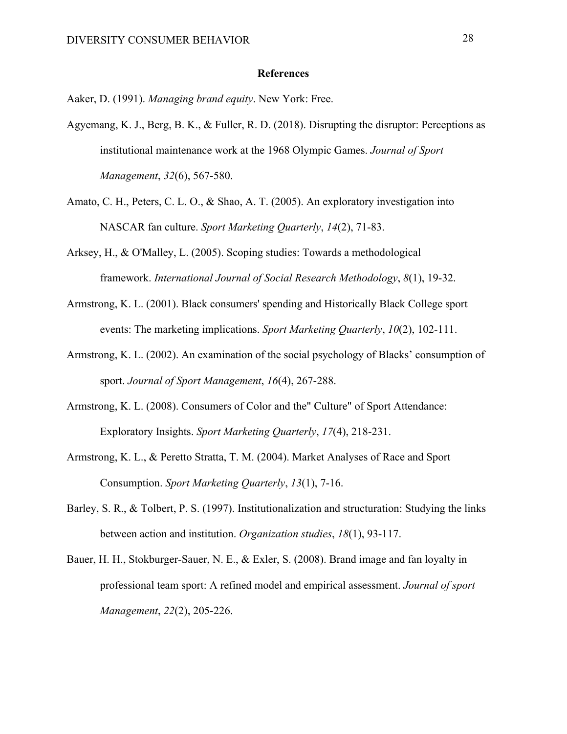# References

Aaker, D. (1991). *Managing brand equity*. New York: Free.

Agyemang, K. J., Berg, B. K., & Fuller, R. D. (2018). Disrupting the disruptor: Perceptions as institutional maintenance work at the 1968 Olympic Games. *Journal of Sport Management*, *32*(6), 567-580.

Amato, C. H., Peters, C. L. O., & Shao, A. T. (2005). An exploratory investigation into NASCAR fan culture. *Sport Marketing Quarterly*, *14*(2), 71-83.

Arksey, H., & O'Malley, L. (2005). Scoping studies: Towards a methodological framework. *International Journal of Social Research Methodology*, *8*(1), 19-32.

Armstrong, K. L. (2001). Black consumers' spending and Historically Black College sport events: The marketing implications. *Sport Marketing Quarterly*, *10*(2), 102-111.

Armstrong, K. L. (2002). An examination of the social psychology of Blacks' consumption of sport. *Journal of Sport Management*, *16*(4), 267-288.

Armstrong, K. L. (2008). Consumers of Color and the" Culture" of Sport Attendance: Exploratory Insights. *Sport Marketing Quarterly*, *17*(4), 218-231.

Armstrong, K. L., & Peretto Stratta, T. M. (2004). Market Analyses of Race and Sport Consumption. *Sport Marketing Quarterly*, *13*(1), 7-16.

Barley, S. R., & Tolbert, P. S. (1997). Institutionalization and structuration: Studying the links between action and institution. *Organization studies*, *18*(1), 93-117.

Bauer, H. H., Stokburger-Sauer, N. E., & Exler, S. (2008). Brand image and fan loyalty in professional team sport: A refined model and empirical assessment. *Journal of sport Management*, *22*(2), 205-226.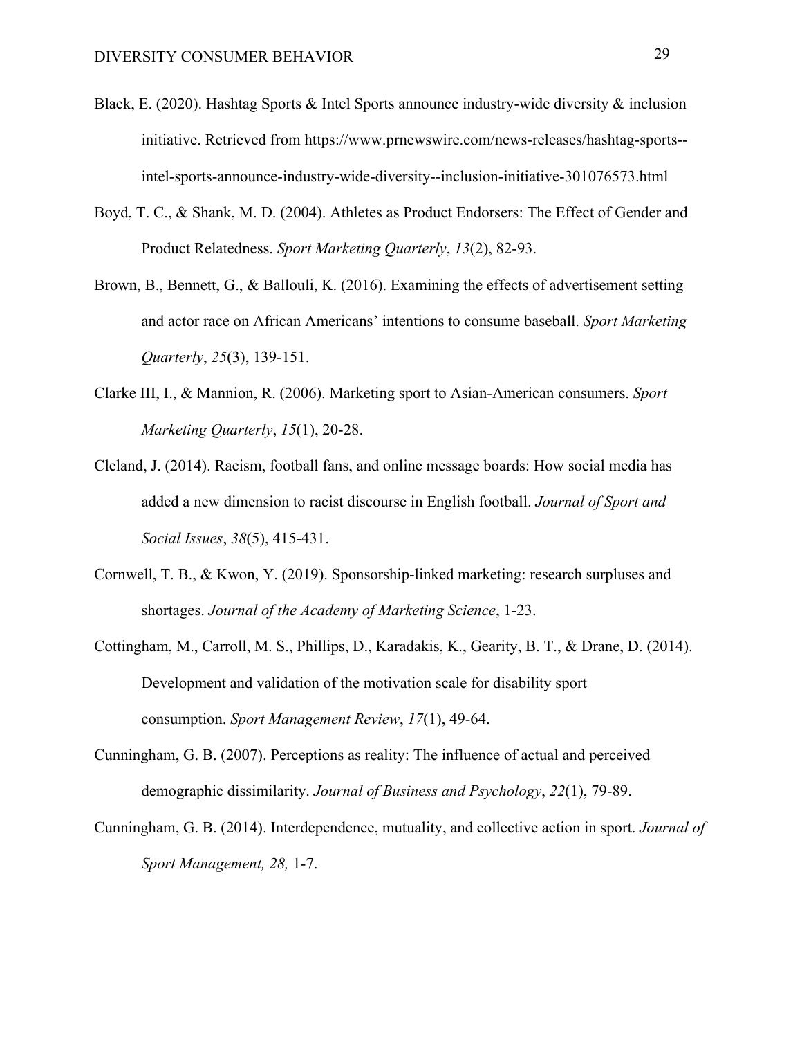Black, E. (2020). Hashtag Sports & Intel Sports announce industry-wide diversity & inclusion initiative. Retrieved from https://www.prnewswire.com/news-releases/hashtag-sports--intel-sports-announce-industry-wide-diversity--inclusion-initiative-301076573.html

Boyd, T. C., & Shank, M. D. (2004). Athletes as Product Endorsers: The Effect of Gender and Product Relatedness. *Sport Marketing Quarterly*, *13*(2), 82-93.

Brown, B., Bennett, G., & Ballouli, K. (2016). Examining the effects of advertisement setting and actor race on African Americans' intentions to consume baseball. *Sport Marketing Quarterly*, *25*(3), 139-151.

Clarke III, I., & Mannion, R. (2006). Marketing sport to Asian-American consumers. *Sport Marketing Quarterly*, *15*(1), 20-28.

Cleland, J. (2014). Racism, football fans, and online message boards: How social media has added a new dimension to racist discourse in English football. *Journal of Sport and Social Issues*, *38*(5), 415-431.

Cornwell, T. B., & Kwon, Y. (2019). Sponsorship-linked marketing: research surpluses and shortages. *Journal of the Academy of Marketing Science*, 1-23.

Cottingham, M., Carroll, M. S., Phillips, D., Karadakis, K., Gearity, B. T., & Drane, D. (2014). Development and validation of the motivation scale for disability sport consumption. *Sport Management Review*, *17*(1), 49-64.

Cunningham, G. B. (2007). Perceptions as reality: The influence of actual and perceived demographic dissimilarity. *Journal of Business and Psychology*, *22*(1), 79-89.

Cunningham, G. B. (2014). Interdependence, mutuality, and collective action in sport. *Journal of Sport Management, 28,* 1-7.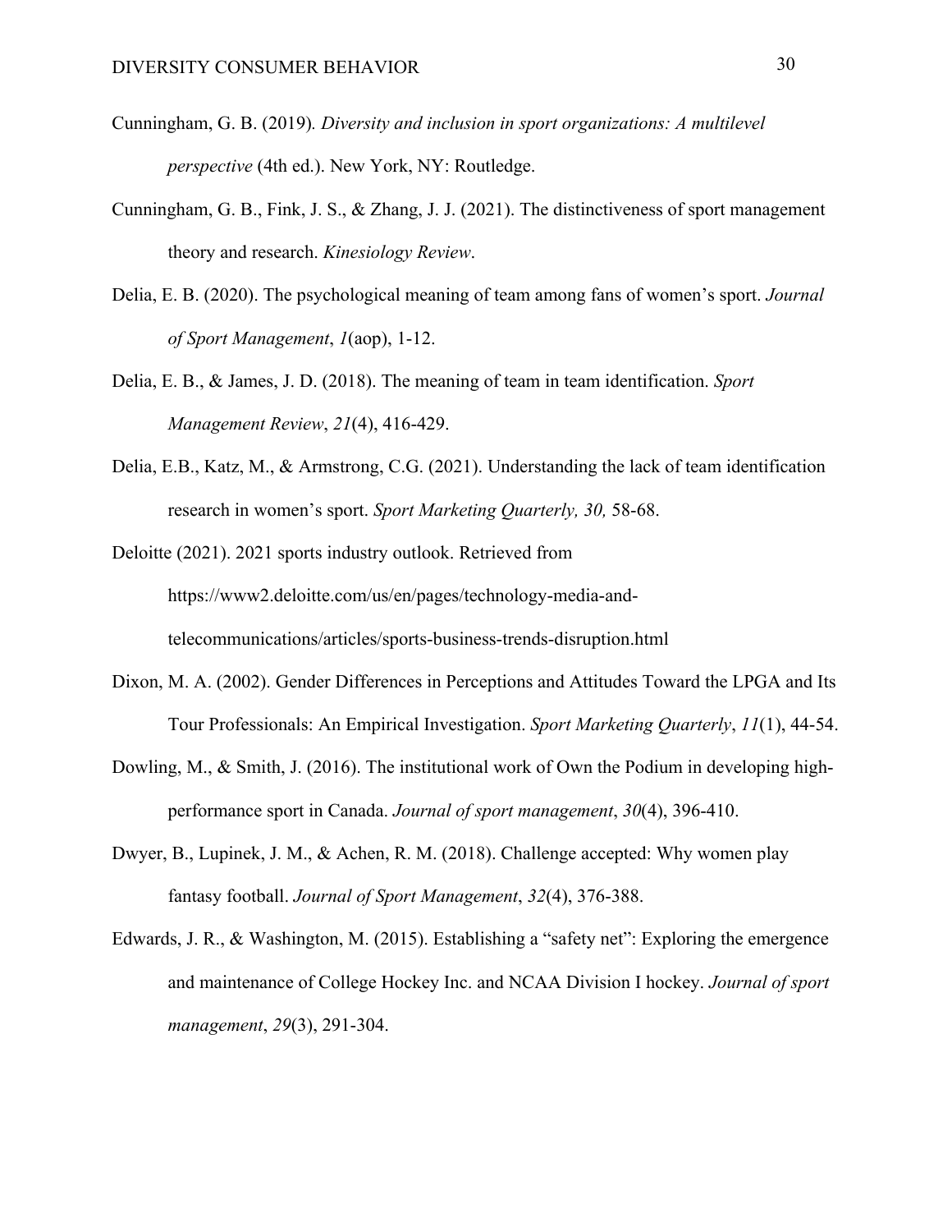Cunningham, G. B. (2019). *Diversity and inclusion in sport organizations: A multilevel perspective* (4th ed.). New York, NY: Routledge.

Cunningham, G. B., Fink, J. S., & Zhang, J. J. (2021). The distinctiveness of sport management theory and research. *Kinesiology Review*.

Delia, E. B. (2020). The psychological meaning of team among fans of women's sport. *Journal of Sport Management*, *1*(aop), 1-12.

Delia, E. B., & James, J. D. (2018). The meaning of team in team identification. *Sport Management Review*, *21*(4), 416-429.

Delia, E.B., Katz, M., & Armstrong, C.G. (2021). Understanding the lack of team identification research in women's sport. *Sport Marketing Quarterly, 30,* 58-68.

Deloitte (2021). 2021 sports industry outlook. Retrieved from https://www2.deloitte.com/us/en/pages/technology-media-and-telecommunications/articles/sports-business-trends-disruption.html

Dixon, M. A. (2002). Gender Differences in Perceptions and Attitudes Toward the LPGA and Its Tour Professionals: An Empirical Investigation. *Sport Marketing Quarterly*, *11*(1), 44-54.

Dowling, M., & Smith, J. (2016). The institutional work of Own the Podium in developing high-performance sport in Canada. *Journal of sport management*, *30*(4), 396-410.

Dwyer, B., Lupinek, J. M., & Achen, R. M. (2018). Challenge accepted: Why women play fantasy football. *Journal of Sport Management*, *32*(4), 376-388.

Edwards, J. R., & Washington, M. (2015). Establishing a "safety net": Exploring the emergence and maintenance of College Hockey Inc. and NCAA Division I hockey. *Journal of sport management*, *29*(3), 291-304.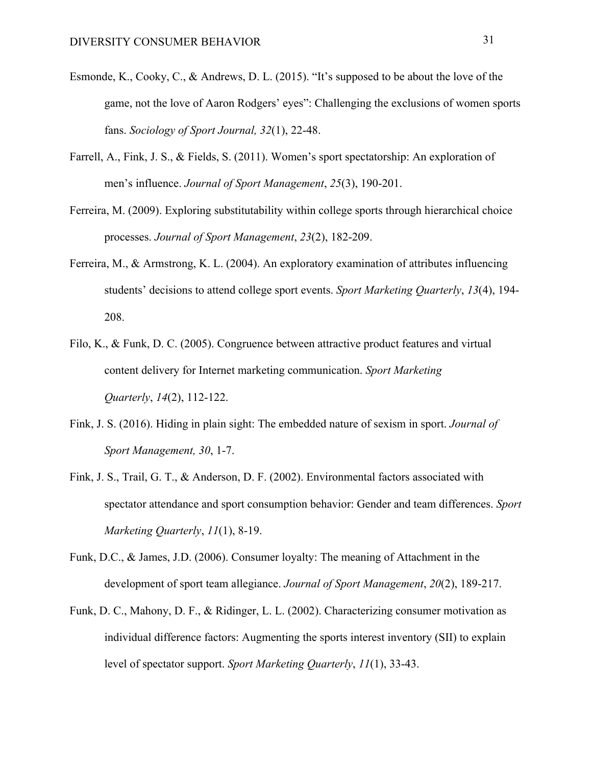Esmonde, K., Cooky, C., & Andrews, D. L. (2015). "It's supposed to be about the love of the game, not the love of Aaron Rodgers' eyes": Challenging the exclusions of women sports fans. *Sociology of Sport Journal, 32*(1), 22-48.

Farrell, A., Fink, J. S., & Fields, S. (2011). Women's sport spectatorship: An exploration of men's influence. *Journal of Sport Management*, *25*(3), 190-201.

Ferreira, M. (2009). Exploring substitutability within college sports through hierarchical choice processes. *Journal of Sport Management*, *23*(2), 182-209.

Ferreira, M., & Armstrong, K. L. (2004). An exploratory examination of attributes influencing students' decisions to attend college sport events. *Sport Marketing Quarterly*, *13*(4), 194-208.

Filo, K., & Funk, D. C. (2005). Congruence between attractive product features and virtual content delivery for Internet marketing communication. *Sport Marketing Quarterly*, *14*(2), 112-122.

Fink, J. S. (2016). Hiding in plain sight: The embedded nature of sexism in sport. *Journal of Sport Management, 30*, 1-7.

Fink, J. S., Trail, G. T., & Anderson, D. F. (2002). Environmental factors associated with spectator attendance and sport consumption behavior: Gender and team differences. *Sport Marketing Quarterly*, *11*(1), 8-19.

Funk, D.C., & James, J.D. (2006). Consumer loyalty: The meaning of Attachment in the development of sport team allegiance. *Journal of Sport Management*, *20*(2), 189-217.

Funk, D. C., Mahony, D. F., & Ridinger, L. L. (2002). Characterizing consumer motivation as individual difference factors: Augmenting the sports interest inventory (SII) to explain level of spectator support. *Sport Marketing Quarterly*, *11*(1), 33-43.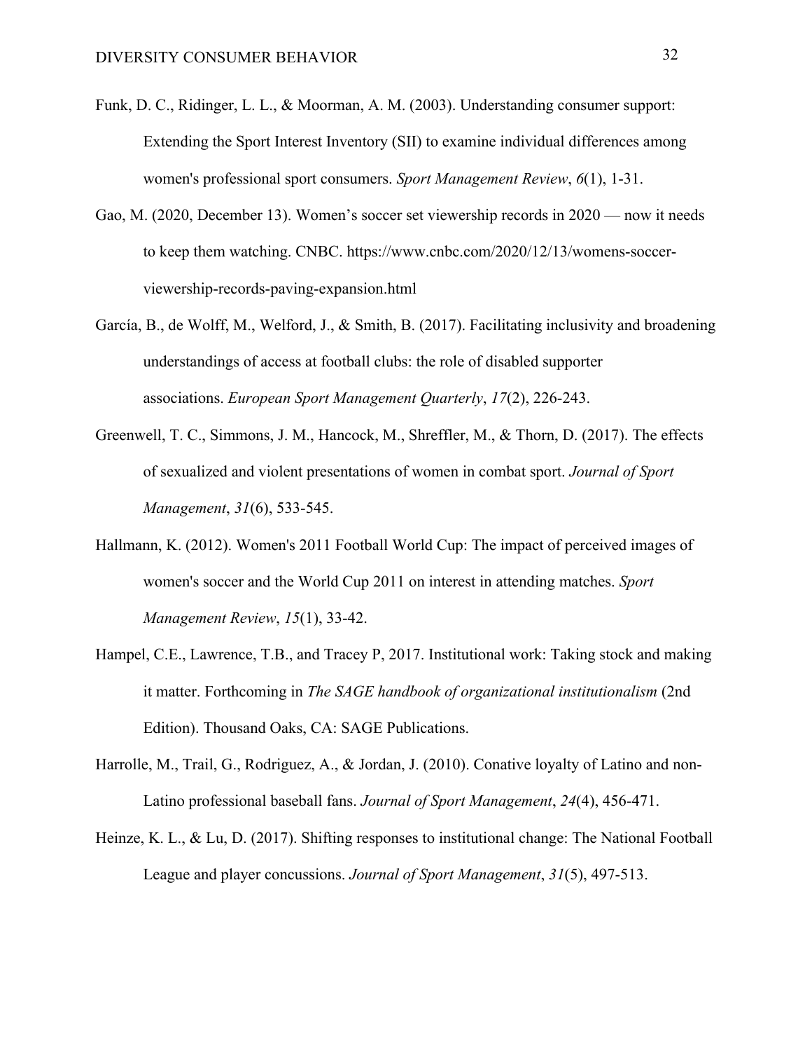Funk, D. C., Ridinger, L. L., & Moorman, A. M. (2003). Understanding consumer support: Extending the Sport Interest Inventory (SII) to examine individual differences among women's professional sport consumers. *Sport Management Review*, *6*(1), 1-31.

Gao, M. (2020, December 13). Women's soccer set viewership records in 2020 — now it needs to keep them watching. CNBC. https://www.cnbc.com/2020/12/13/womens-soccer-viewership-records-paving-expansion.html

García, B., de Wolff, M., Welford, J., & Smith, B. (2017). Facilitating inclusivity and broadening understandings of access at football clubs: the role of disabled supporter associations. *European Sport Management Quarterly*, *17*(2), 226-243.

Greenwell, T. C., Simmons, J. M., Hancock, M., Shreffler, M., & Thorn, D. (2017). The effects of sexualized and violent presentations of women in combat sport. *Journal of Sport Management*, *31*(6), 533-545.

Hallmann, K. (2012). Women's 2011 Football World Cup: The impact of perceived images of women's soccer and the World Cup 2011 on interest in attending matches. *Sport Management Review*, *15*(1), 33-42.

Hampel, C.E., Lawrence, T.B., and Tracey P, 2017. Institutional work: Taking stock and making it matter. Forthcoming in *The SAGE handbook of organizational institutionalism* (2nd Edition). Thousand Oaks, CA: SAGE Publications.

Harrolle, M., Trail, G., Rodriguez, A., & Jordan, J. (2010). Conative loyalty of Latino and non-Latino professional baseball fans. *Journal of Sport Management*, *24*(4), 456-471.

Heinze, K. L., & Lu, D. (2017). Shifting responses to institutional change: The National Football League and player concussions. *Journal of Sport Management*, *31*(5), 497-513.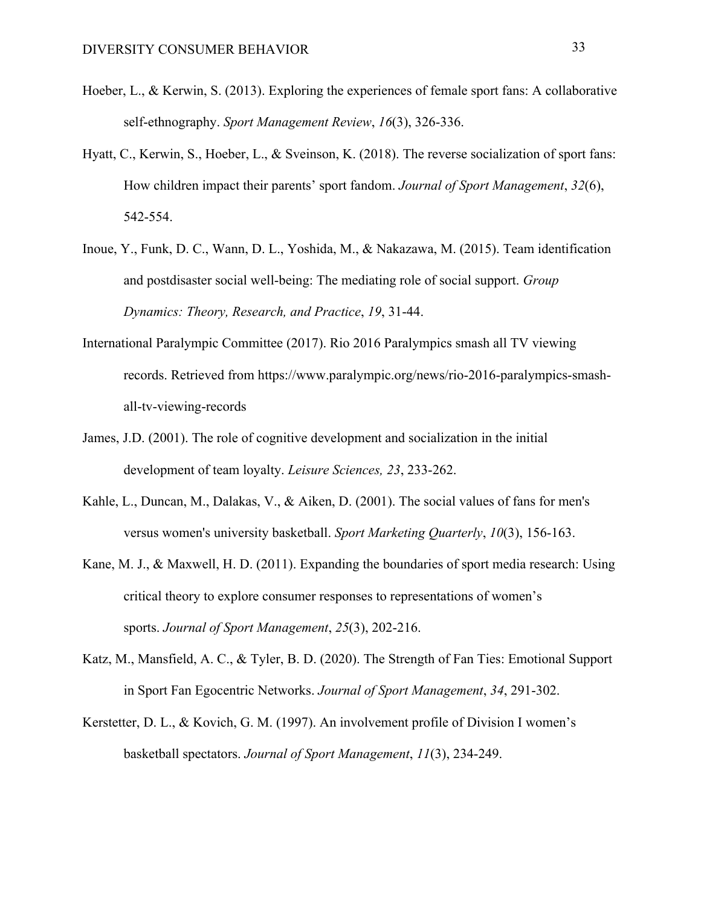Hoeber, L., & Kerwin, S. (2013). Exploring the experiences of female sport fans: A collaborative self-ethnography. *Sport Management Review*, *16*(3), 326-336.

Hyatt, C., Kerwin, S., Hoeber, L., & Sveinson, K. (2018). The reverse socialization of sport fans: How children impact their parents' sport fandom. *Journal of Sport Management*, *32*(6), 542-554.

Inoue, Y., Funk, D. C., Wann, D. L., Yoshida, M., & Nakazawa, M. (2015). Team identification and postdisaster social well-being: The mediating role of social support. *Group Dynamics: Theory, Research, and Practice*, *19*, 31-44.

International Paralympic Committee (2017). Rio 2016 Paralympics smash all TV viewing records. Retrieved from https://www.paralympic.org/news/rio-2016-paralympics-smash-all-tv-viewing-records

James, J.D. (2001). The role of cognitive development and socialization in the initial development of team loyalty. *Leisure Sciences, 23*, 233-262.

Kahle, L., Duncan, M., Dalakas, V., & Aiken, D. (2001). The social values of fans for men's versus women's university basketball. *Sport Marketing Quarterly*, *10*(3), 156-163.

Kane, M. J., & Maxwell, H. D. (2011). Expanding the boundaries of sport media research: Using critical theory to explore consumer responses to representations of women's sports. *Journal of Sport Management*, *25*(3), 202-216.

Katz, M., Mansfield, A. C., & Tyler, B. D. (2020). The Strength of Fan Ties: Emotional Support in Sport Fan Egocentric Networks. *Journal of Sport Management*, *34*, 291-302.

Kerstetter, D. L., & Kovich, G. M. (1997). An involvement profile of Division I women's basketball spectators. *Journal of Sport Management*, *11*(3), 234-249.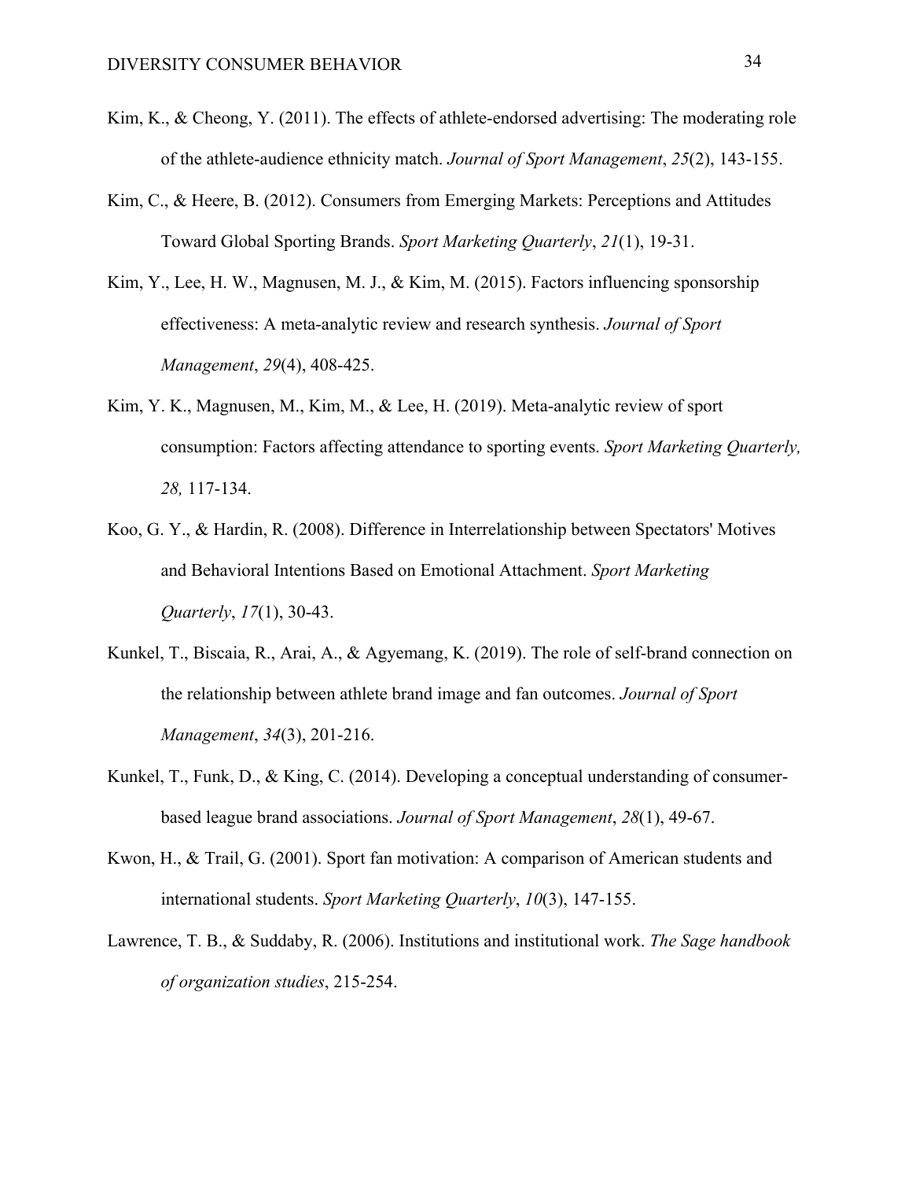Kim, K., & Cheong, Y. (2011). The effects of athlete-endorsed advertising: The moderating role of the athlete-audience ethnicity match. *Journal of Sport Management*, *25*(2), 143-155.

Kim, C., & Heere, B. (2012). Consumers from Emerging Markets: Perceptions and Attitudes Toward Global Sporting Brands. *Sport Marketing Quarterly*, *21*(1), 19-31.

Kim, Y., Lee, H. W., Magnusen, M. J., & Kim, M. (2015). Factors influencing sponsorship effectiveness: A meta-analytic review and research synthesis. *Journal of Sport Management*, *29*(4), 408-425.

Kim, Y. K., Magnusen, M., Kim, M., & Lee, H. (2019). Meta-analytic review of sport consumption: Factors affecting attendance to sporting events. *Sport Marketing Quarterly, 28,* 117-134.

Koo, G. Y., & Hardin, R. (2008). Difference in Interrelationship between Spectators' Motives and Behavioral Intentions Based on Emotional Attachment. *Sport Marketing Quarterly*, *17*(1), 30-43.

Kunkel, T., Biscaia, R., Arai, A., & Agyemang, K. (2019). The role of self-brand connection on the relationship between athlete brand image and fan outcomes. *Journal of Sport Management*, *34*(3), 201-216.

Kunkel, T., Funk, D., & King, C. (2014). Developing a conceptual understanding of consumer-based league brand associations. *Journal of Sport Management*, *28*(1), 49-67.

Kwon, H., & Trail, G. (2001). Sport fan motivation: A comparison of American students and international students. *Sport Marketing Quarterly*, *10*(3), 147-155.

Lawrence, T. B., & Suddaby, R. (2006). Institutions and institutional work. *The Sage handbook of organization studies*, 215-254.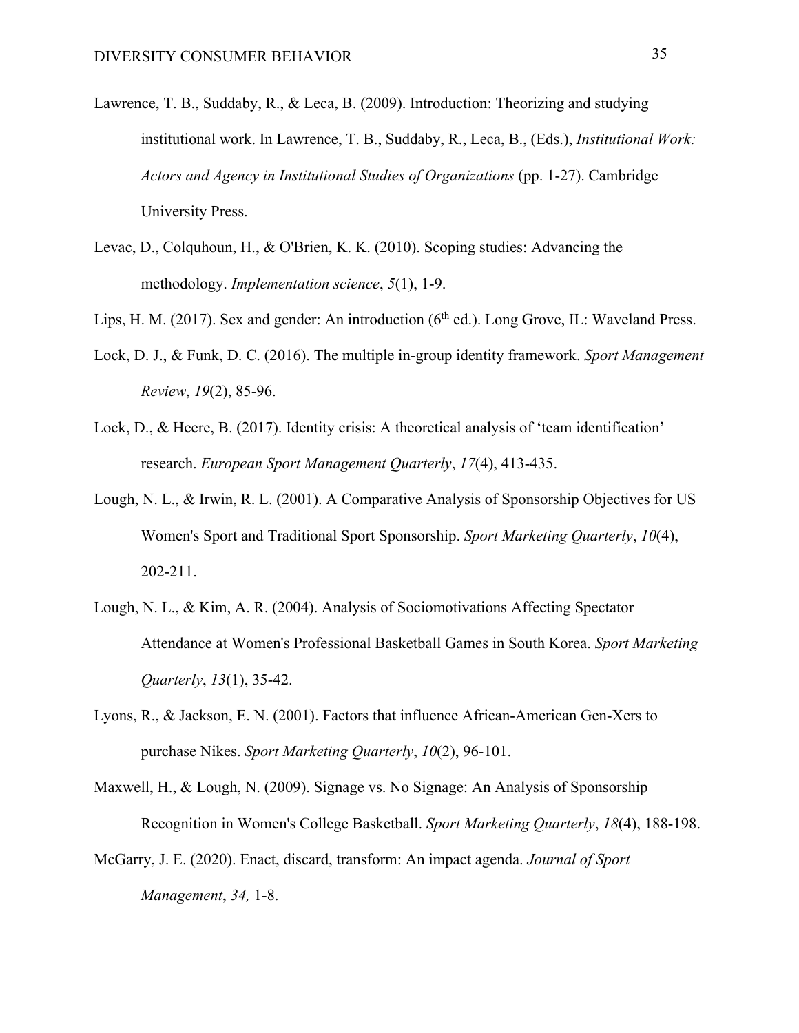Lawrence, T. B., Suddaby, R., & Leca, B. (2009). Introduction: Theorizing and studying institutional work. In Lawrence, T. B., Suddaby, R., Leca, B., (Eds.), *Institutional Work: Actors and Agency in Institutional Studies of Organizations* (pp. 1-27). Cambridge University Press.

Levac, D., Colquhoun, H., & O'Brien, K. K. (2010). Scoping studies: Advancing the methodology. *Implementation science*, *5*(1), 1-9.

Lips, H. M. (2017). Sex and gender: An introduction (6th ed.). Long Grove, IL: Waveland Press.

Lock, D. J., & Funk, D. C. (2016). The multiple in-group identity framework. *Sport Management Review*, *19*(2), 85-96.

Lock, D., & Heere, B. (2017). Identity crisis: A theoretical analysis of 'team identification' research. *European Sport Management Quarterly*, *17*(4), 413-435.

Lough, N. L., & Irwin, R. L. (2001). A Comparative Analysis of Sponsorship Objectives for US Women's Sport and Traditional Sport Sponsorship. *Sport Marketing Quarterly*, *10*(4), 202-211.

Lough, N. L., & Kim, A. R. (2004). Analysis of Sociomotivations Affecting Spectator Attendance at Women's Professional Basketball Games in South Korea. *Sport Marketing Quarterly*, *13*(1), 35-42.

Lyons, R., & Jackson, E. N. (2001). Factors that influence African-American Gen-Xers to purchase Nikes. *Sport Marketing Quarterly*, *10*(2), 96-101.

Maxwell, H., & Lough, N. (2009). Signage vs. No Signage: An Analysis of Sponsorship Recognition in Women's College Basketball. *Sport Marketing Quarterly*, *18*(4), 188-198.

McGarry, J. E. (2020). Enact, discard, transform: An impact agenda. *Journal of Sport Management*, *34,* 1-8.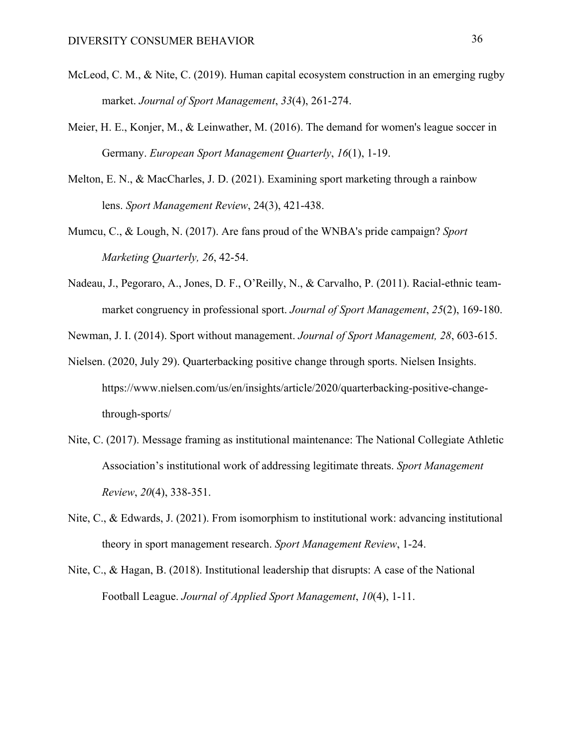McLeod, C. M., & Nite, C. (2019). Human capital ecosystem construction in an emerging rugby market. *Journal of Sport Management*, *33*(4), 261-274.

Meier, H. E., Konjer, M., & Leinwather, M. (2016). The demand for women's league soccer in Germany. *European Sport Management Quarterly*, *16*(1), 1-19.

Melton, E. N., & MacCharles, J. D. (2021). Examining sport marketing through a rainbow lens. *Sport Management Review*, 24(3), 421-438.

Mumcu, C., & Lough, N. (2017). Are fans proud of the WNBA's pride campaign? *Sport Marketing Quarterly, 26*, 42-54.

Nadeau, J., Pegoraro, A., Jones, D. F., O'Reilly, N., & Carvalho, P. (2011). Racial-ethnic team-market congruency in professional sport. *Journal of Sport Management*, *25*(2), 169-180.

Newman, J. I. (2014). Sport without management. *Journal of Sport Management, 28*, 603-615.

Nielsen. (2020, July 29). Quarterbacking positive change through sports. Nielsen Insights. https://www.nielsen.com/us/en/insights/article/2020/quarterbacking-positive-change-through-sports/

Nite, C. (2017). Message framing as institutional maintenance: The National Collegiate Athletic Association's institutional work of addressing legitimate threats. *Sport Management Review*, *20*(4), 338-351.

Nite, C., & Edwards, J. (2021). From isomorphism to institutional work: advancing institutional theory in sport management research. *Sport Management Review*, 1-24.

Nite, C., & Hagan, B. (2018). Institutional leadership that disrupts: A case of the National Football League. *Journal of Applied Sport Management*, *10*(4), 1-11.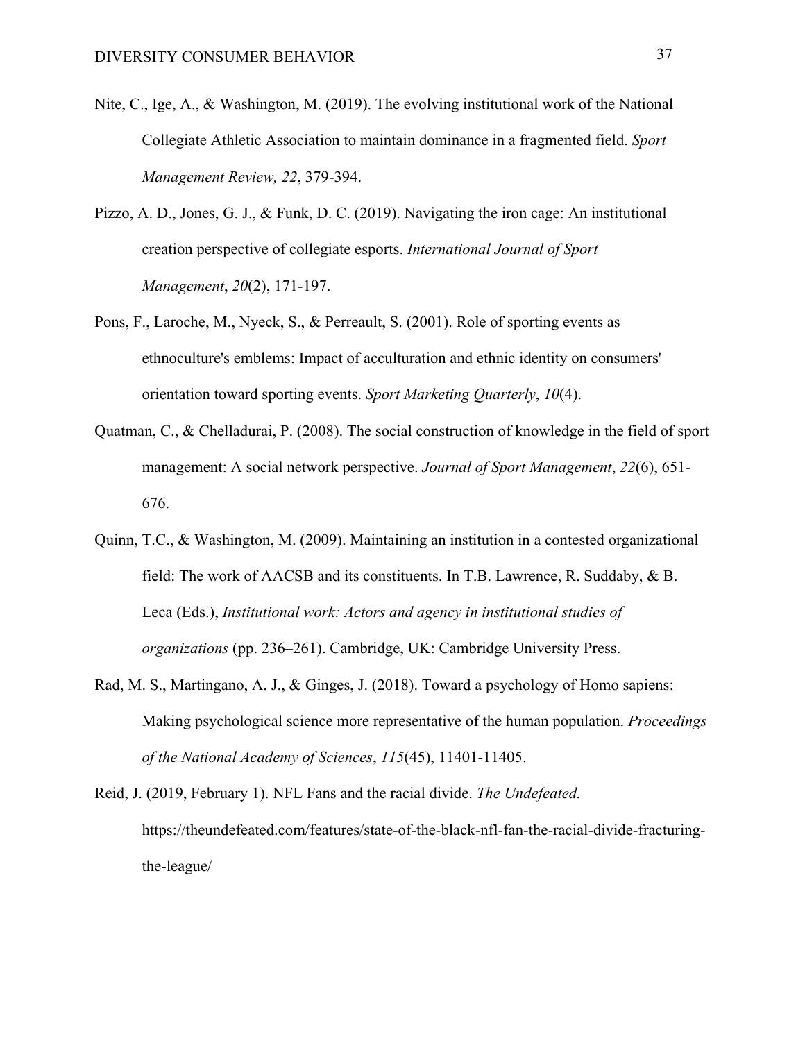Nite, C., Ige, A., & Washington, M. (2019). The evolving institutional work of the National Collegiate Athletic Association to maintain dominance in a fragmented field. *Sport Management Review, 22*, 379-394.

Pizzo, A. D., Jones, G. J., & Funk, D. C. (2019). Navigating the iron cage: An institutional creation perspective of collegiate esports. *International Journal of Sport Management*, *20*(2), 171-197.

Pons, F., Laroche, M., Nyeck, S., & Perreault, S. (2001). Role of sporting events as ethnoculture's emblems: Impact of acculturation and ethnic identity on consumers' orientation toward sporting events. *Sport Marketing Quarterly*, *10*(4).

Quatman, C., & Chelladurai, P. (2008). The social construction of knowledge in the field of sport management: A social network perspective. *Journal of Sport Management*, *22*(6), 651-676.

Quinn, T.C., & Washington, M. (2009). Maintaining an institution in a contested organizational field: The work of AACSB and its constituents. In T.B. Lawrence, R. Suddaby, & B. Leca (Eds.), *Institutional work: Actors and agency in institutional studies of organizations* (pp. 236–261). Cambridge, UK: Cambridge University Press.

Rad, M. S., Martingano, A. J., & Ginges, J. (2018). Toward a psychology of Homo sapiens: Making psychological science more representative of the human population. *Proceedings of the National Academy of Sciences*, *115*(45), 11401-11405.

Reid, J. (2019, February 1). NFL Fans and the racial divide. *The Undefeated.* https://theundefeated.com/features/state-of-the-black-nfl-fan-the-racial-divide-fracturing-the-league/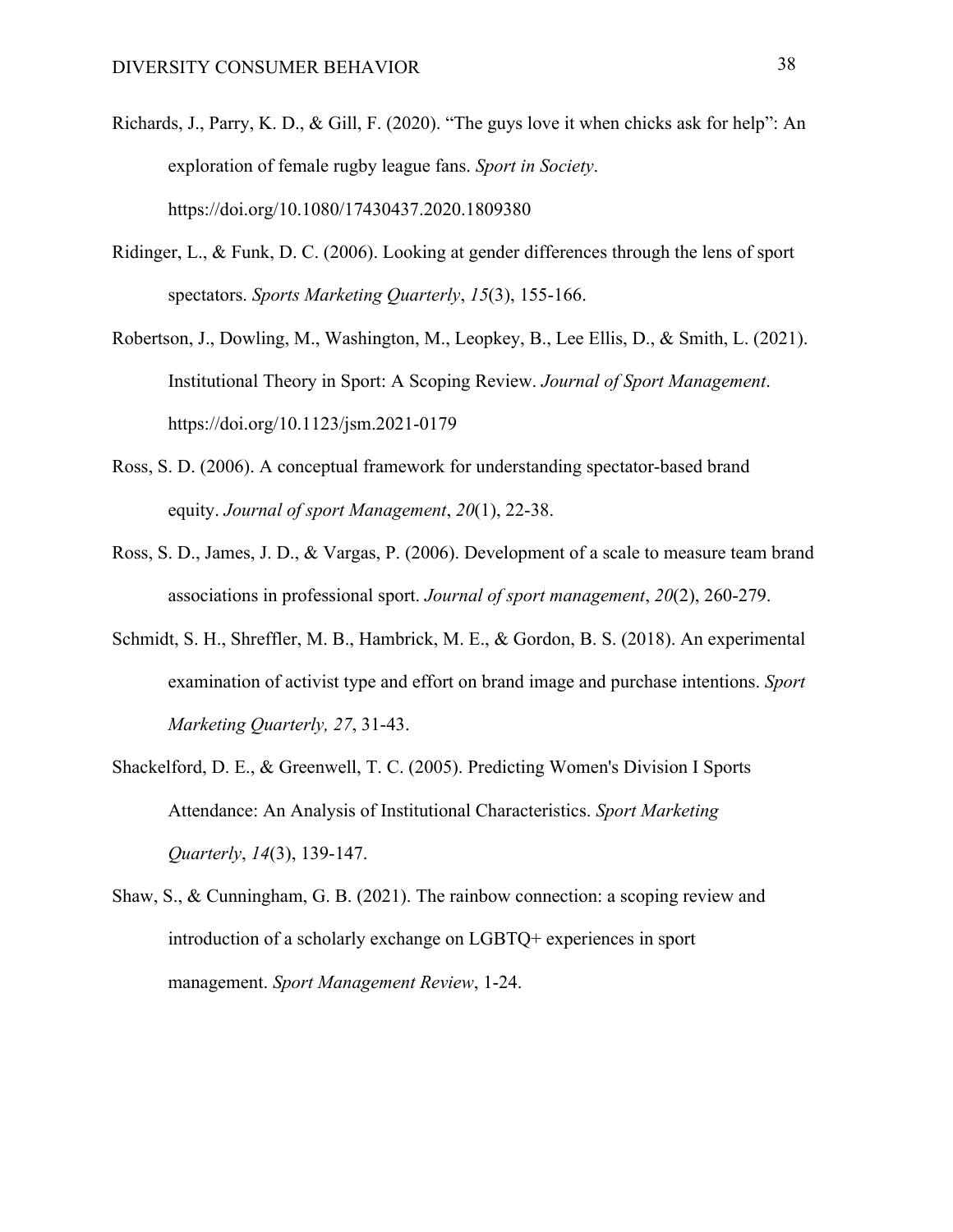Richards, J., Parry, K. D., & Gill, F. (2020). "The guys love it when chicks ask for help": An exploration of female rugby league fans. *Sport in Society*. https://doi.org/10.1080/17430437.2020.1809380

Ridinger, L., & Funk, D. C. (2006). Looking at gender differences through the lens of sport spectators. *Sports Marketing Quarterly*, *15*(3), 155-166.

Robertson, J., Dowling, M., Washington, M., Leopkey, B., Lee Ellis, D., & Smith, L. (2021). Institutional Theory in Sport: A Scoping Review. *Journal of Sport Management*. https://doi.org/10.1123/jsm.2021-0179

Ross, S. D. (2006). A conceptual framework for understanding spectator-based brand equity. *Journal of sport Management*, *20*(1), 22-38.

Ross, S. D., James, J. D., & Vargas, P. (2006). Development of a scale to measure team brand associations in professional sport. *Journal of sport management*, *20*(2), 260-279.

Schmidt, S. H., Shreffler, M. B., Hambrick, M. E., & Gordon, B. S. (2018). An experimental examination of activist type and effort on brand image and purchase intentions. *Sport Marketing Quarterly, 27*, 31-43.

Shackelford, D. E., & Greenwell, T. C. (2005). Predicting Women's Division I Sports Attendance: An Analysis of Institutional Characteristics. *Sport Marketing Quarterly*, *14*(3), 139-147.

Shaw, S., & Cunningham, G. B. (2021). The rainbow connection: a scoping review and introduction of a scholarly exchange on LGBTQ+ experiences in sport management. *Sport Management Review*, 1-24.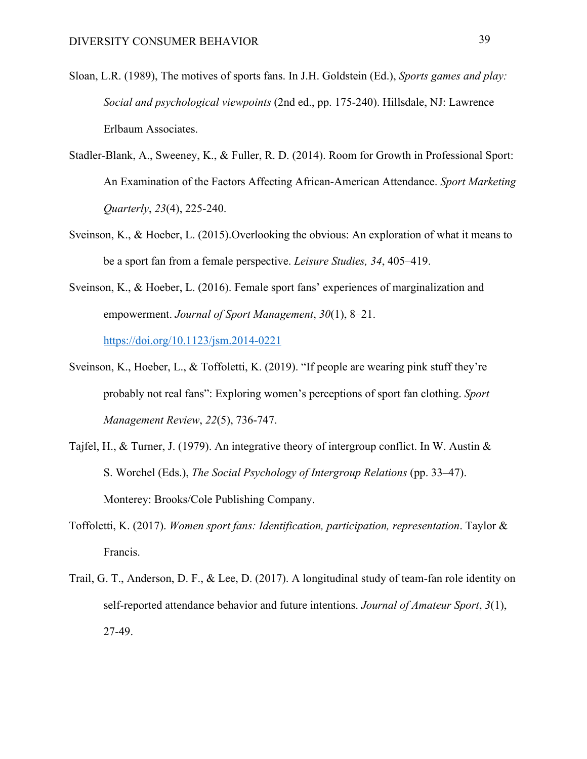Sloan, L.R. (1989), The motives of sports fans. In J.H. Goldstein (Ed.), *Sports games and play: Social and psychological viewpoints* (2nd ed., pp. 175-240). Hillsdale, NJ: Lawrence Erlbaum Associates.

Stadler-Blank, A., Sweeney, K., & Fuller, R. D. (2014). Room for Growth in Professional Sport: An Examination of the Factors Affecting African-American Attendance. *Sport Marketing Quarterly*, *23*(4), 225-240.

Sveinson, K., & Hoeber, L. (2015).Overlooking the obvious: An exploration of what it means to be a sport fan from a female perspective. *Leisure Studies, 34*, 405–419.

Sveinson, K., & Hoeber, L. (2016). Female sport fans' experiences of marginalization and empowerment. *Journal of Sport Management*, *30*(1), 8–21. https://doi.org/10.1123/jsm.2014-0221

Sveinson, K., Hoeber, L., & Toffoletti, K. (2019). "If people are wearing pink stuff they're probably not real fans": Exploring women's perceptions of sport fan clothing. *Sport Management Review*, *22*(5), 736-747.

Tajfel, H., & Turner, J. (1979). An integrative theory of intergroup conflict. In W. Austin & S. Worchel (Eds.), *The Social Psychology of Intergroup Relations* (pp. 33–47). Monterey: Brooks/Cole Publishing Company.

Toffoletti, K. (2017). *Women sport fans: Identification, participation, representation*. Taylor & Francis.

Trail, G. T., Anderson, D. F., & Lee, D. (2017). A longitudinal study of team-fan role identity on self-reported attendance behavior and future intentions. *Journal of Amateur Sport*, *3*(1), 27-49.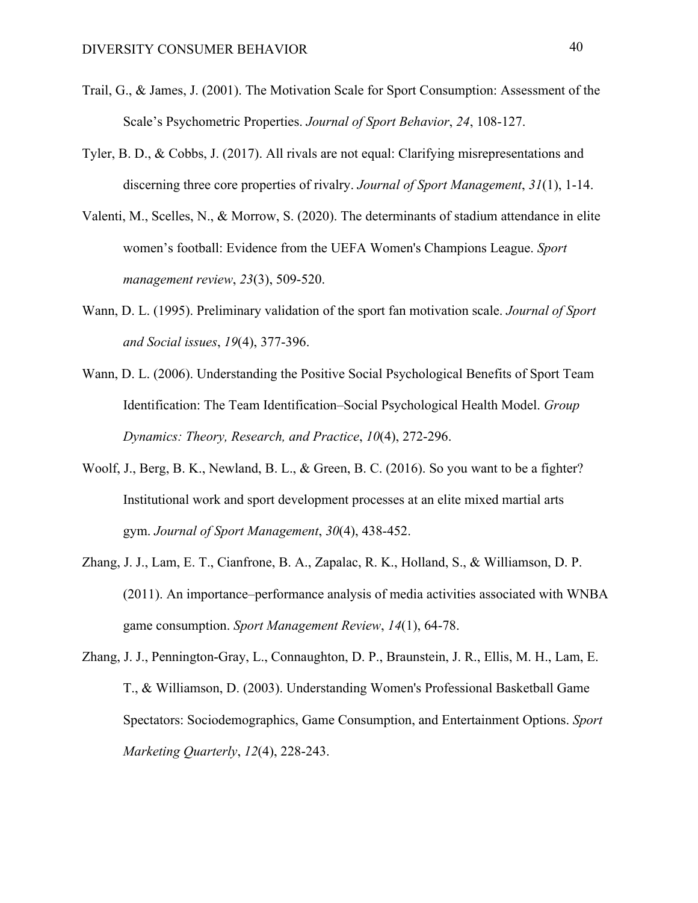Trail, G., & James, J. (2001). The Motivation Scale for Sport Consumption: Assessment of the Scale's Psychometric Properties. *Journal of Sport Behavior*, *24*, 108-127.

Tyler, B. D., & Cobbs, J. (2017). All rivals are not equal: Clarifying misrepresentations and discerning three core properties of rivalry. *Journal of Sport Management*, *31*(1), 1-14.

Valenti, M., Scelles, N., & Morrow, S. (2020). The determinants of stadium attendance in elite women's football: Evidence from the UEFA Women's Champions League. *Sport management review*, *23*(3), 509-520.

Wann, D. L. (1995). Preliminary validation of the sport fan motivation scale. *Journal of Sport and Social issues*, *19*(4), 377-396.

Wann, D. L. (2006). Understanding the Positive Social Psychological Benefits of Sport Team Identification: The Team Identification–Social Psychological Health Model. *Group Dynamics: Theory, Research, and Practice*, *10*(4), 272-296.

Woolf, J., Berg, B. K., Newland, B. L., & Green, B. C. (2016). So you want to be a fighter? Institutional work and sport development processes at an elite mixed martial arts gym. *Journal of Sport Management*, *30*(4), 438-452.

Zhang, J. J., Lam, E. T., Cianfrone, B. A., Zapalac, R. K., Holland, S., & Williamson, D. P. (2011). An importance–performance analysis of media activities associated with WNBA game consumption. *Sport Management Review*, *14*(1), 64-78.

Zhang, J. J., Pennington-Gray, L., Connaughton, D. P., Braunstein, J. R., Ellis, M. H., Lam, E. T., & Williamson, D. (2003). Understanding Women's Professional Basketball Game Spectators: Sociodemographics, Game Consumption, and Entertainment Options. *Sport Marketing Quarterly*, *12*(4), 228-243.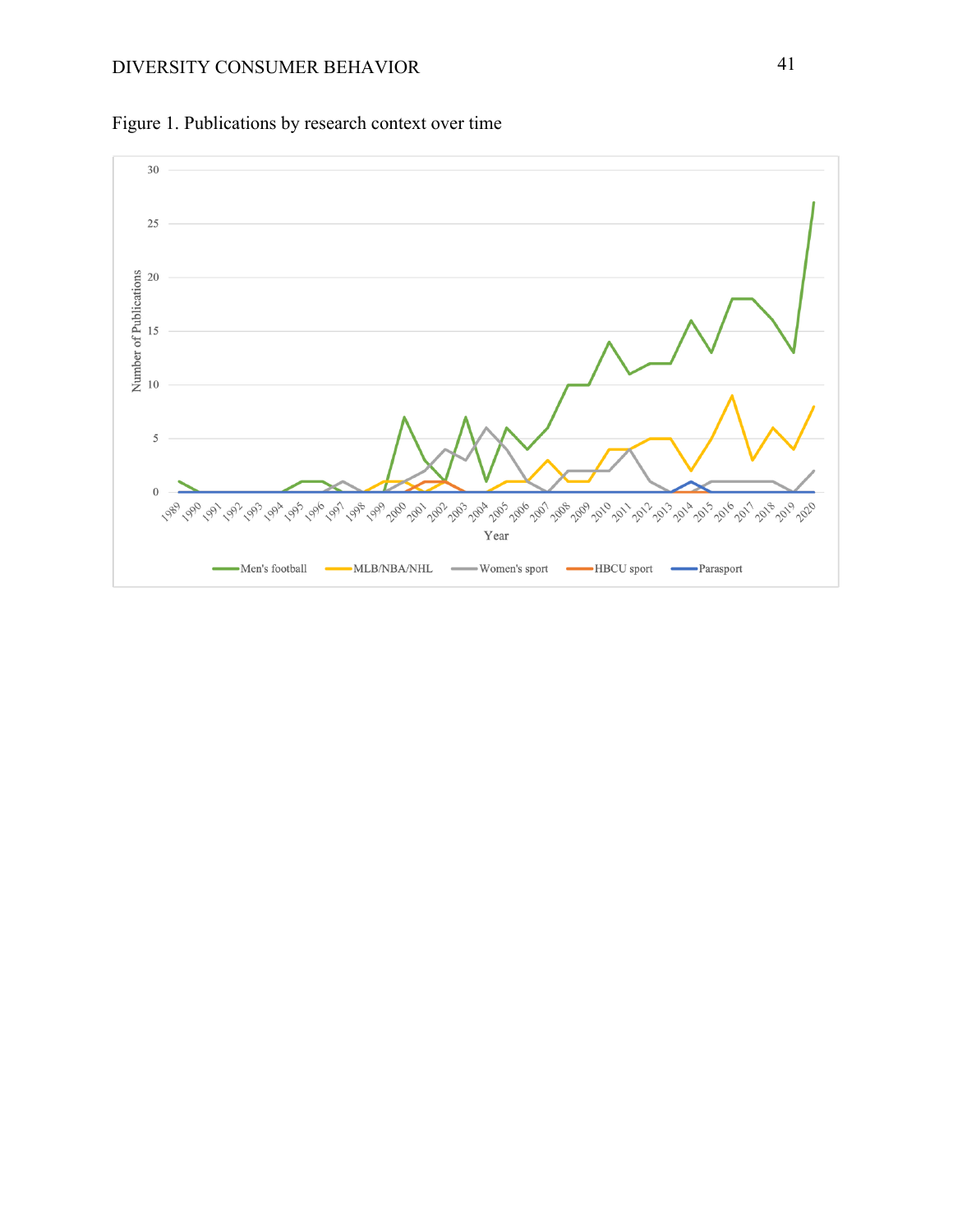Figure 1. Publications by research context over time

30
25
20
15
10
5
0

Number of Publications

1989 1990 1991 1992 1993 1994 1995 1996 1997 1998 1999 2000 2001 2002 2003 2004 2005 2006 2007 2008 2009 2010 2011 2012 2013 2014 2015 2016 2017 2018 2019 2020

Year

Men's football
MLB/NBA/NHL
Women's sport
HBCU sport
Parasport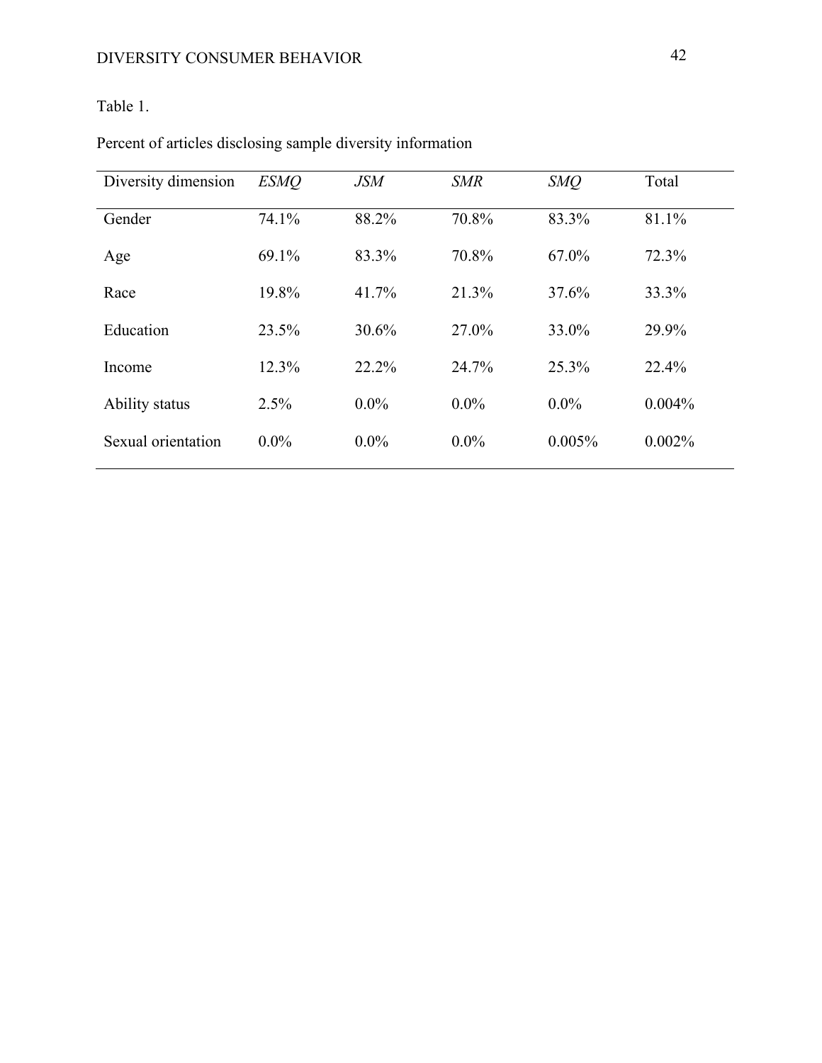Table 1.

Percent of articles disclosing sample diversity information

| Diversity dimension | *ESMQ* | *JSM* | *SMR* | *SMQ* | Total |
|---|---|---|---|---|---|
| Gender | 74.1% | 88.2% | 70.8% | 83.3% | 81.1% |
| Age | 69.1% | 83.3% | 70.8% | 67.0% | 72.3% |
| Race | 19.8% | 41.7% | 21.3% | 37.6% | 33.3% |
| Education | 23.5% | 30.6% | 27.0% | 33.0% | 29.9% |
| Income | 12.3% | 22.2% | 24.7% | 25.3% | 22.4% |
| Ability status | 2.5% | 0.0% | 0.0% | 0.0% | 0.004% |
| Sexual orientation | 0.0% | 0.0% | 0.0% | 0.005% | 0.002% |